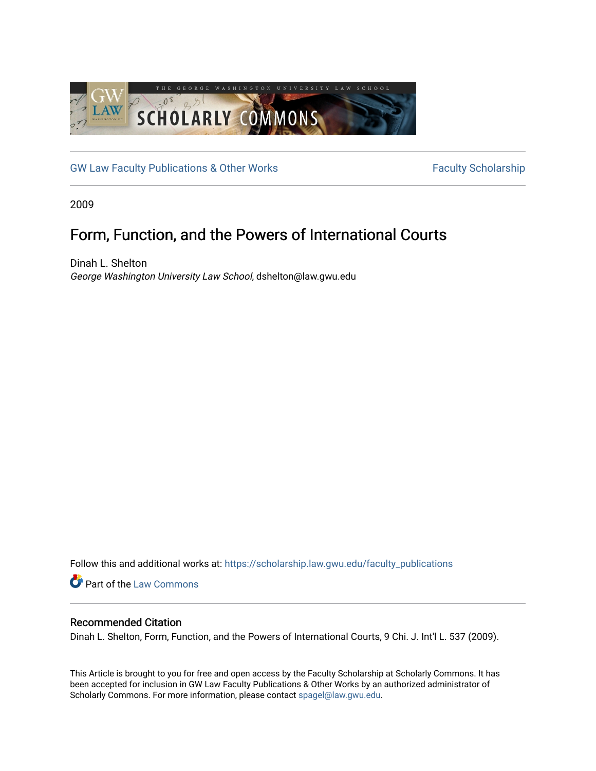GW Law Faculty Publications & Other Works

Faculty Scholarship

2009

# Form, Function, and the Powers of International Courts

Dinah L. Shelton
*George Washington University Law School*, dshelton@law.gwu.edu

Follow this and additional works at: https://scholarship.law.gwu.edu/faculty_publications

Part of the Law Commons

## Recommended Citation

Dinah L. Shelton, Form, Function, and the Powers of International Courts, 9 Chi. J. Int'l L. 537 (2009).

This Article is brought to you for free and open access by the Faculty Scholarship at Scholarly Commons. It has been accepted for inclusion in GW Law Faculty Publications & Other Works by an authorized administrator of Scholarly Commons. For more information, please contact spagel@law.gwu.edu.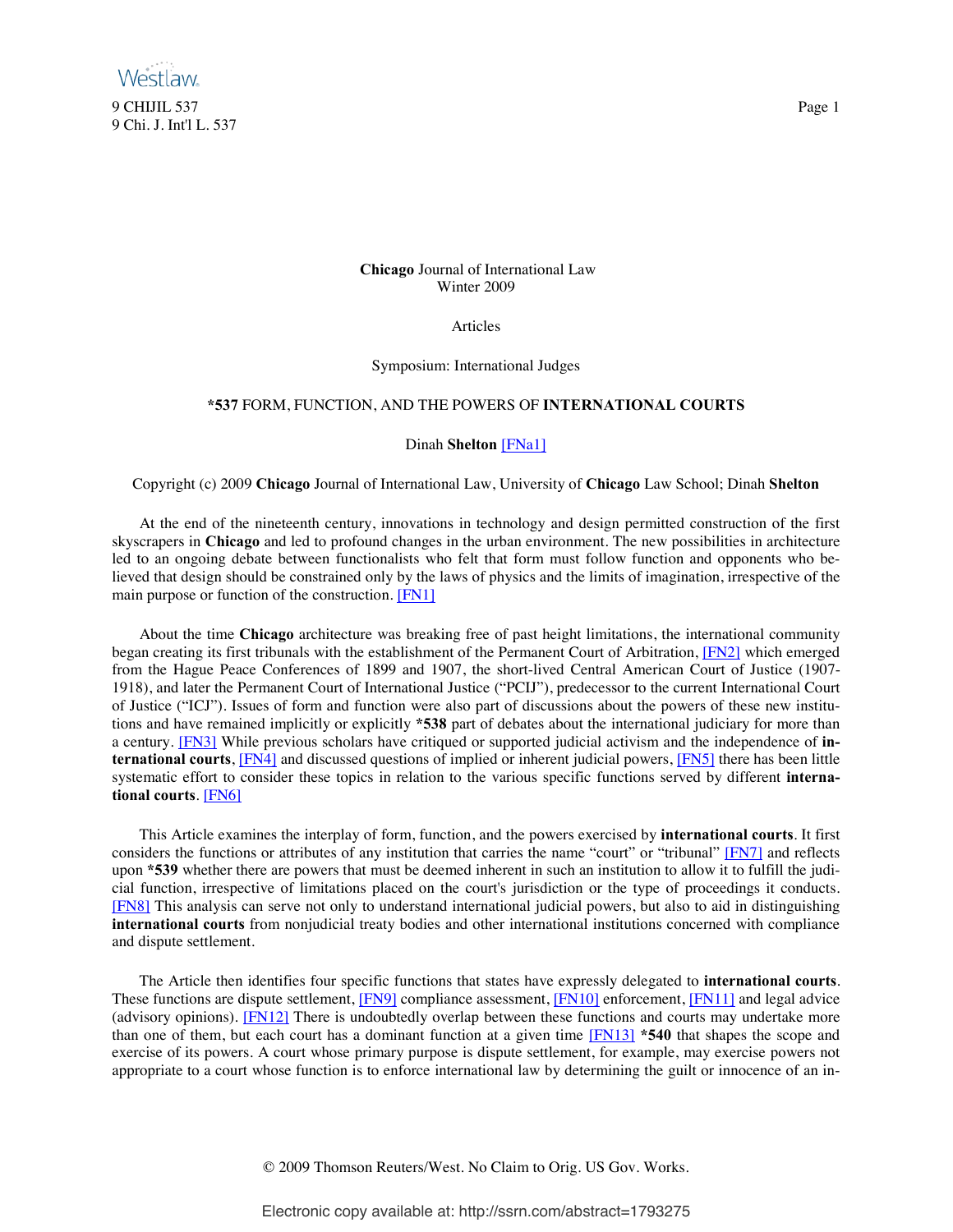Chicago Journal of International Law
Winter 2009

Articles

Symposium: International Judges

# *537 FORM, FUNCTION, AND THE POWERS OF **INTERNATIONAL COURTS**

Dinah **Shelton** [FNa1]

Copyright (c) 2009 **Chicago** Journal of International Law, University of **Chicago** Law School; Dinah **Shelton**

At the end of the nineteenth century, innovations in technology and design permitted construction of the first skyscrapers in **Chicago** and led to profound changes in the urban environment. The new possibilities in architecture led to an ongoing debate between functionalists who felt that form must follow function and opponents who believed that design should be constrained only by the laws of physics and the limits of imagination, irrespective of the main purpose or function of the construction. [FN1]

About the time **Chicago** architecture was breaking free of past height limitations, the international community began creating its first tribunals with the establishment of the Permanent Court of Arbitration, [FN2] which emerged from the Hague Peace Conferences of 1899 and 1907, the short-lived Central American Court of Justice (1907-1918), and later the Permanent Court of International Justice ("PCIJ"), predecessor to the current International Court of Justice ("ICJ"). Issues of form and function were also part of discussions about the powers of these new institutions and have remained implicitly or explicitly **\*538** part of debates about the international judiciary for more than a century. [FN3] While previous scholars have critiqued or supported judicial activism and the independence of **international courts**, [FN4] and discussed questions of implied or inherent judicial powers, [FN5] there has been little systematic effort to consider these topics in relation to the various specific functions served by different **international courts**. [FN6]

This Article examines the interplay of form, function, and the powers exercised by **international courts**. It first considers the functions or attributes of any institution that carries the name "court" or "tribunal" [FN7] and reflects upon **\*539** whether there are powers that must be deemed inherent in such an institution to allow it to fulfill the judicial function, irrespective of limitations placed on the court's jurisdiction or the type of proceedings it conducts. [FN8] This analysis can serve not only to understand international judicial powers, but also to aid in distinguishing **international courts** from nonjudicial treaty bodies and other international institutions concerned with compliance and dispute settlement.

The Article then identifies four specific functions that states have expressly delegated to **international courts**. These functions are dispute settlement, [FN9] compliance assessment, [FN10] enforcement, [FN11] and legal advice (advisory opinions). [FN12] There is undoubtedly overlap between these functions and courts may undertake more than one of them, but each court has a dominant function at a given time [FN13] **\*540** that shapes the scope and exercise of its powers. A court whose primary purpose is dispute settlement, for example, may exercise powers not appropriate to a court whose function is to enforce international law by determining the guilt or innocence of an in-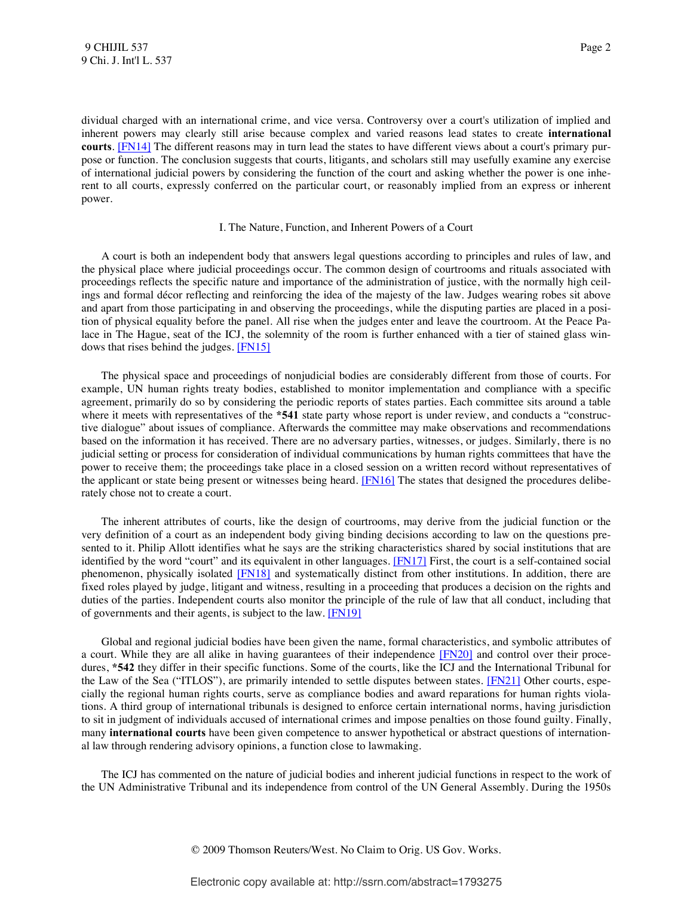dividual charged with an international crime, and vice versa. Controversy over a court's utilization of implied and inherent powers may clearly still arise because complex and varied reasons lead states to create **international courts**. [FN14] The different reasons may in turn lead the states to have different views about a court's primary purpose or function. The conclusion suggests that courts, litigants, and scholars still may usefully examine any exercise of international judicial powers by considering the function of the court and asking whether the power is one inherent to all courts, expressly conferred on the particular court, or reasonably implied from an express or inherent power.

## I. The Nature, Function, and Inherent Powers of a Court

A court is both an independent body that answers legal questions according to principles and rules of law, and the physical place where judicial proceedings occur. The common design of courtrooms and rituals associated with proceedings reflects the specific nature and importance of the administration of justice, with the normally high ceilings and formal décor reflecting and reinforcing the idea of the majesty of the law. Judges wearing robes sit above and apart from those participating in and observing the proceedings, while the disputing parties are placed in a position of physical equality before the panel. All rise when the judges enter and leave the courtroom. At the Peace Palace in The Hague, seat of the ICJ, the solemnity of the room is further enhanced with a tier of stained glass windows that rises behind the judges. [FN15]

The physical space and proceedings of nonjudicial bodies are considerably different from those of courts. For example, UN human rights treaty bodies, established to monitor implementation and compliance with a specific agreement, primarily do so by considering the periodic reports of states parties. Each committee sits around a table where it meets with representatives of the **\*541** state party whose report is under review, and conducts a "constructive dialogue" about issues of compliance. Afterwards the committee may make observations and recommendations based on the information it has received. There are no adversary parties, witnesses, or judges. Similarly, there is no judicial setting or process for consideration of individual communications by human rights committees that have the power to receive them; the proceedings take place in a closed session on a written record without representatives of the applicant or state being present or witnesses being heard. [FN16] The states that designed the procedures deliberately chose not to create a court.

The inherent attributes of courts, like the design of courtrooms, may derive from the judicial function or the very definition of a court as an independent body giving binding decisions according to law on the questions presented to it. Philip Allott identifies what he says are the striking characteristics shared by social institutions that are identified by the word "court" and its equivalent in other languages. [FN17] First, the court is a self-contained social phenomenon, physically isolated [FN18] and systematically distinct from other institutions. In addition, there are fixed roles played by judge, litigant and witness, resulting in a proceeding that produces a decision on the rights and duties of the parties. Independent courts also monitor the principle of the rule of law that all conduct, including that of governments and their agents, is subject to the law. [FN19]

Global and regional judicial bodies have been given the name, formal characteristics, and symbolic attributes of a court. While they are all alike in having guarantees of their independence [FN20] and control over their procedures, **\*542** they differ in their specific functions. Some of the courts, like the ICJ and the International Tribunal for the Law of the Sea ("ITLOS"), are primarily intended to settle disputes between states. [FN21] Other courts, especially the regional human rights courts, serve as compliance bodies and award reparations for human rights violations. A third group of international tribunals is designed to enforce certain international norms, having jurisdiction to sit in judgment of individuals accused of international crimes and impose penalties on those found guilty. Finally, many **international courts** have been given competence to answer hypothetical or abstract questions of international law through rendering advisory opinions, a function close to lawmaking.

The ICJ has commented on the nature of judicial bodies and inherent judicial functions in respect to the work of the UN Administrative Tribunal and its independence from control of the UN General Assembly. During the 1950s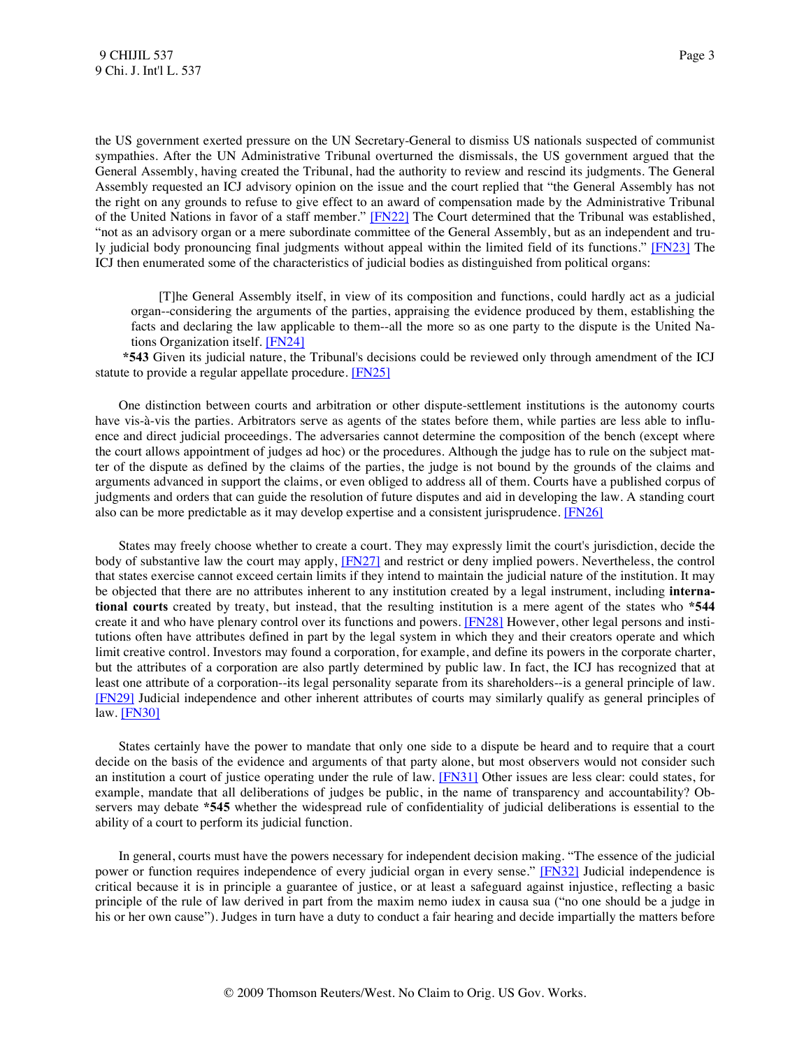the US government exerted pressure on the UN Secretary-General to dismiss US nationals suspected of communist sympathies. After the UN Administrative Tribunal overturned the dismissals, the US government argued that the General Assembly, having created the Tribunal, had the authority to review and rescind its judgments. The General Assembly requested an ICJ advisory opinion on the issue and the court replied that "the General Assembly has not the right on any grounds to refuse to give effect to an award of compensation made by the Administrative Tribunal of the United Nations in favor of a staff member." [FN22] The Court determined that the Tribunal was established, "not as an advisory organ or a mere subordinate committee of the General Assembly, but as an independent and truly judicial body pronouncing final judgments without appeal within the limited field of its functions." [FN23] The ICJ then enumerated some of the characteristics of judicial bodies as distinguished from political organs:

> [T]he General Assembly itself, in view of its composition and functions, could hardly act as a judicial organ--considering the arguments of the parties, appraising the evidence produced by them, establishing the facts and declaring the law applicable to them--all the more so as one party to the dispute is the United Nations Organization itself. [FN24]

**\*543** Given its judicial nature, the Tribunal's decisions could be reviewed only through amendment of the ICJ statute to provide a regular appellate procedure. [FN25]

One distinction between courts and arbitration or other dispute-settlement institutions is the autonomy courts have vis-à-vis the parties. Arbitrators serve as agents of the states before them, while parties are less able to influence and direct judicial proceedings. The adversaries cannot determine the composition of the bench (except where the court allows appointment of judges ad hoc) or the procedures. Although the judge has to rule on the subject matter of the dispute as defined by the claims of the parties, the judge is not bound by the grounds of the claims and arguments advanced in support the claims, or even obliged to address all of them. Courts have a published corpus of judgments and orders that can guide the resolution of future disputes and aid in developing the law. A standing court also can be more predictable as it may develop expertise and a consistent jurisprudence. [FN26]

States may freely choose whether to create a court. They may expressly limit the court's jurisdiction, decide the body of substantive law the court may apply, [FN27] and restrict or deny implied powers. Nevertheless, the control that states exercise cannot exceed certain limits if they intend to maintain the judicial nature of the institution. It may be objected that there are no attributes inherent to any institution created by a legal instrument, including **international courts** created by treaty, but instead, that the resulting institution is a mere agent of the states who **\*544** create it and who have plenary control over its functions and powers. [FN28] However, other legal persons and institutions often have attributes defined in part by the legal system in which they and their creators operate and which limit creative control. Investors may found a corporation, for example, and define its powers in the corporate charter, but the attributes of a corporation are also partly determined by public law. In fact, the ICJ has recognized that at least one attribute of a corporation--its legal personality separate from its shareholders--is a general principle of law. [FN29] Judicial independence and other inherent attributes of courts may similarly qualify as general principles of law. [FN30]

States certainly have the power to mandate that only one side to a dispute be heard and to require that a court decide on the basis of the evidence and arguments of that party alone, but most observers would not consider such an institution a court of justice operating under the rule of law. [FN31] Other issues are less clear: could states, for example, mandate that all deliberations of judges be public, in the name of transparency and accountability? Observers may debate **\*545** whether the widespread rule of confidentiality of judicial deliberations is essential to the ability of a court to perform its judicial function.

In general, courts must have the powers necessary for independent decision making. "The essence of the judicial power or function requires independence of every judicial organ in every sense." [FN32] Judicial independence is critical because it is in principle a guarantee of justice, or at least a safeguard against injustice, reflecting a basic principle of the rule of law derived in part from the maxim nemo iudex in causa sua ("no one should be a judge in his or her own cause"). Judges in turn have a duty to conduct a fair hearing and decide impartially the matters before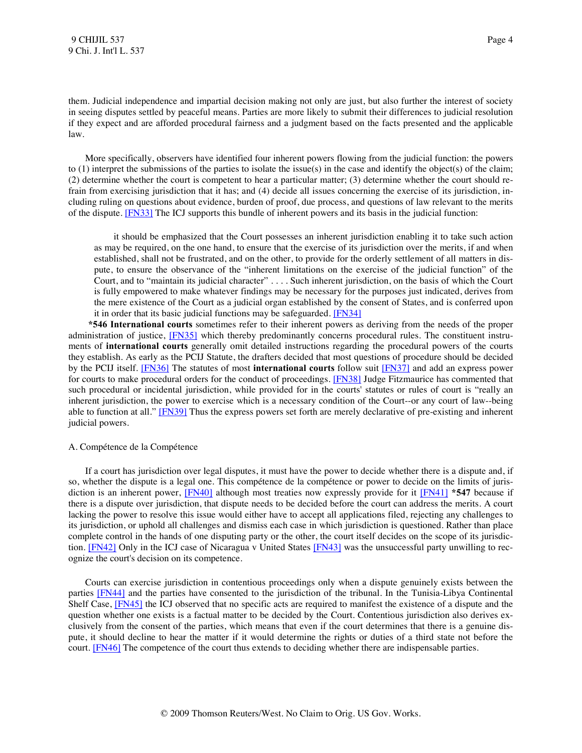them. Judicial independence and impartial decision making not only are just, but also further the interest of society in seeing disputes settled by peaceful means. Parties are more likely to submit their differences to judicial resolution if they expect and are afforded procedural fairness and a judgment based on the facts presented and the applicable law.

More specifically, observers have identified four inherent powers flowing from the judicial function: the powers to (1) interpret the submissions of the parties to isolate the issue(s) in the case and identify the object(s) of the claim; (2) determine whether the court is competent to hear a particular matter; (3) determine whether the court should refrain from exercising jurisdiction that it has; and (4) decide all issues concerning the exercise of its jurisdiction, including ruling on questions about evidence, burden of proof, due process, and questions of law relevant to the merits of the dispute. [FN33] The ICJ supports this bundle of inherent powers and its basis in the judicial function:

> it should be emphasized that the Court possesses an inherent jurisdiction enabling it to take such action as may be required, on the one hand, to ensure that the exercise of its jurisdiction over the merits, if and when established, shall not be frustrated, and on the other, to provide for the orderly settlement of all matters in dispute, to ensure the observance of the "inherent limitations on the exercise of the judicial function" of the Court, and to "maintain its judicial character" . . . . Such inherent jurisdiction, on the basis of which the Court is fully empowered to make whatever findings may be necessary for the purposes just indicated, derives from the mere existence of the Court as a judicial organ established by the consent of States, and is conferred upon it in order that its basic judicial functions may be safeguarded. [FN34]

**\*546 International courts** sometimes refer to their inherent powers as deriving from the needs of the proper administration of justice, [FN35] which thereby predominantly concerns procedural rules. The constituent instruments of **international courts** generally omit detailed instructions regarding the procedural powers of the courts they establish. As early as the PCIJ Statute, the drafters decided that most questions of procedure should be decided by the PCIJ itself. [FN36] The statutes of most **international courts** follow suit [FN37] and add an express power for courts to make procedural orders for the conduct of proceedings. [FN38] Judge Fitzmaurice has commented that such procedural or incidental jurisdiction, while provided for in the courts' statutes or rules of court is "really an inherent jurisdiction, the power to exercise which is a necessary condition of the Court--or any court of law--being able to function at all." [FN39] Thus the express powers set forth are merely declarative of pre-existing and inherent judicial powers.

A. Compétence de la Compétence

If a court has jurisdiction over legal disputes, it must have the power to decide whether there is a dispute and, if so, whether the dispute is a legal one. This compétence de la compétence or power to decide on the limits of jurisdiction is an inherent power, [FN40] although most treaties now expressly provide for it [FN41] **\*547** because if there is a dispute over jurisdiction, that dispute needs to be decided before the court can address the merits. A court lacking the power to resolve this issue would either have to accept all applications filed, rejecting any challenges to its jurisdiction, or uphold all challenges and dismiss each case in which jurisdiction is questioned. Rather than place complete control in the hands of one disputing party or the other, the court itself decides on the scope of its jurisdiction. [FN42] Only in the ICJ case of Nicaragua v United States [FN43] was the unsuccessful party unwilling to recognize the court's decision on its competence.

Courts can exercise jurisdiction in contentious proceedings only when a dispute genuinely exists between the parties [FN44] and the parties have consented to the jurisdiction of the tribunal. In the Tunisia-Libya Continental Shelf Case, [FN45] the ICJ observed that no specific acts are required to manifest the existence of a dispute and the question whether one exists is a factual matter to be decided by the Court. Contentious jurisdiction also derives exclusively from the consent of the parties, which means that even if the court determines that there is a genuine dispute, it should decline to hear the matter if it would determine the rights or duties of a third state not before the court. [FN46] The competence of the court thus extends to deciding whether there are indispensable parties.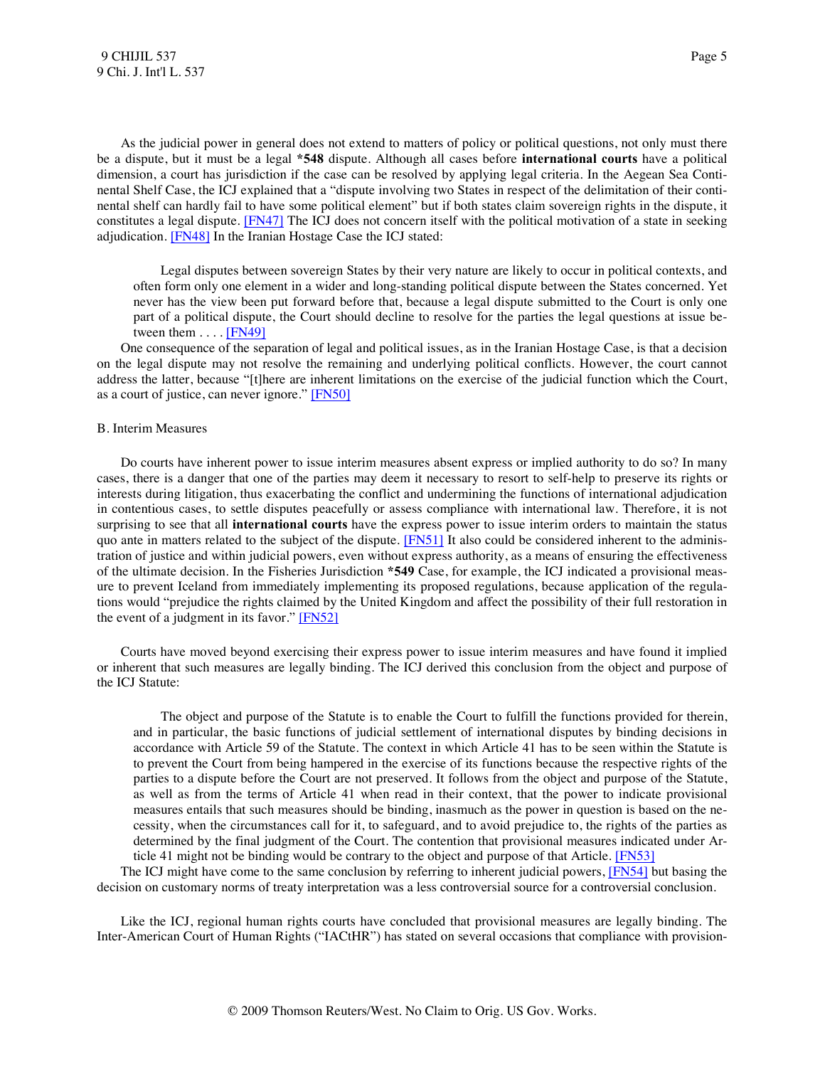As the judicial power in general does not extend to matters of policy or political questions, not only must there be a dispute, but it must be a legal **\*548** dispute. Although all cases before **international courts** have a political dimension, a court has jurisdiction if the case can be resolved by applying legal criteria. In the Aegean Sea Continental Shelf Case, the ICJ explained that a "dispute involving two States in respect of the delimitation of their continental shelf can hardly fail to have some political element" but if both states claim sovereign rights in the dispute, it constitutes a legal dispute. [FN47] The ICJ does not concern itself with the political motivation of a state in seeking adjudication. [FN48] In the Iranian Hostage Case the ICJ stated:

> Legal disputes between sovereign States by their very nature are likely to occur in political contexts, and often form only one element in a wider and long-standing political dispute between the States concerned. Yet never has the view been put forward before that, because a legal dispute submitted to the Court is only one part of a political dispute, the Court should decline to resolve for the parties the legal questions at issue between them . . . . [FN49]

One consequence of the separation of legal and political issues, as in the Iranian Hostage Case, is that a decision on the legal dispute may not resolve the remaining and underlying political conflicts. However, the court cannot address the latter, because "[t]here are inherent limitations on the exercise of the judicial function which the Court, as a court of justice, can never ignore." [FN50]

B. Interim Measures

Do courts have inherent power to issue interim measures absent express or implied authority to do so? In many cases, there is a danger that one of the parties may deem it necessary to resort to self-help to preserve its rights or interests during litigation, thus exacerbating the conflict and undermining the functions of international adjudication in contentious cases, to settle disputes peacefully or assess compliance with international law. Therefore, it is not surprising to see that all **international courts** have the express power to issue interim orders to maintain the status quo ante in matters related to the subject of the dispute. [FN51] It also could be considered inherent to the administration of justice and within judicial powers, even without express authority, as a means of ensuring the effectiveness of the ultimate decision. In the Fisheries Jurisdiction **\*549** Case, for example, the ICJ indicated a provisional measure to prevent Iceland from immediately implementing its proposed regulations, because application of the regulations would "prejudice the rights claimed by the United Kingdom and affect the possibility of their full restoration in the event of a judgment in its favor." [FN52]

Courts have moved beyond exercising their express power to issue interim measures and have found it implied or inherent that such measures are legally binding. The ICJ derived this conclusion from the object and purpose of the ICJ Statute:

> The object and purpose of the Statute is to enable the Court to fulfill the functions provided for therein, and in particular, the basic functions of judicial settlement of international disputes by binding decisions in accordance with Article 59 of the Statute. The context in which Article 41 has to be seen within the Statute is to prevent the Court from being hampered in the exercise of its functions because the respective rights of the parties to a dispute before the Court are not preserved. It follows from the object and purpose of the Statute, as well as from the terms of Article 41 when read in their context, that the power to indicate provisional measures entails that such measures should be binding, inasmuch as the power in question is based on the necessity, when the circumstances call for it, to safeguard, and to avoid prejudice to, the rights of the parties as determined by the final judgment of the Court. The contention that provisional measures indicated under Article 41 might not be binding would be contrary to the object and purpose of that Article. [FN53]

The ICJ might have come to the same conclusion by referring to inherent judicial powers, [FN54] but basing the decision on customary norms of treaty interpretation was a less controversial source for a controversial conclusion.

Like the ICJ, regional human rights courts have concluded that provisional measures are legally binding. The Inter-American Court of Human Rights ("IACtHR") has stated on several occasions that compliance with provision-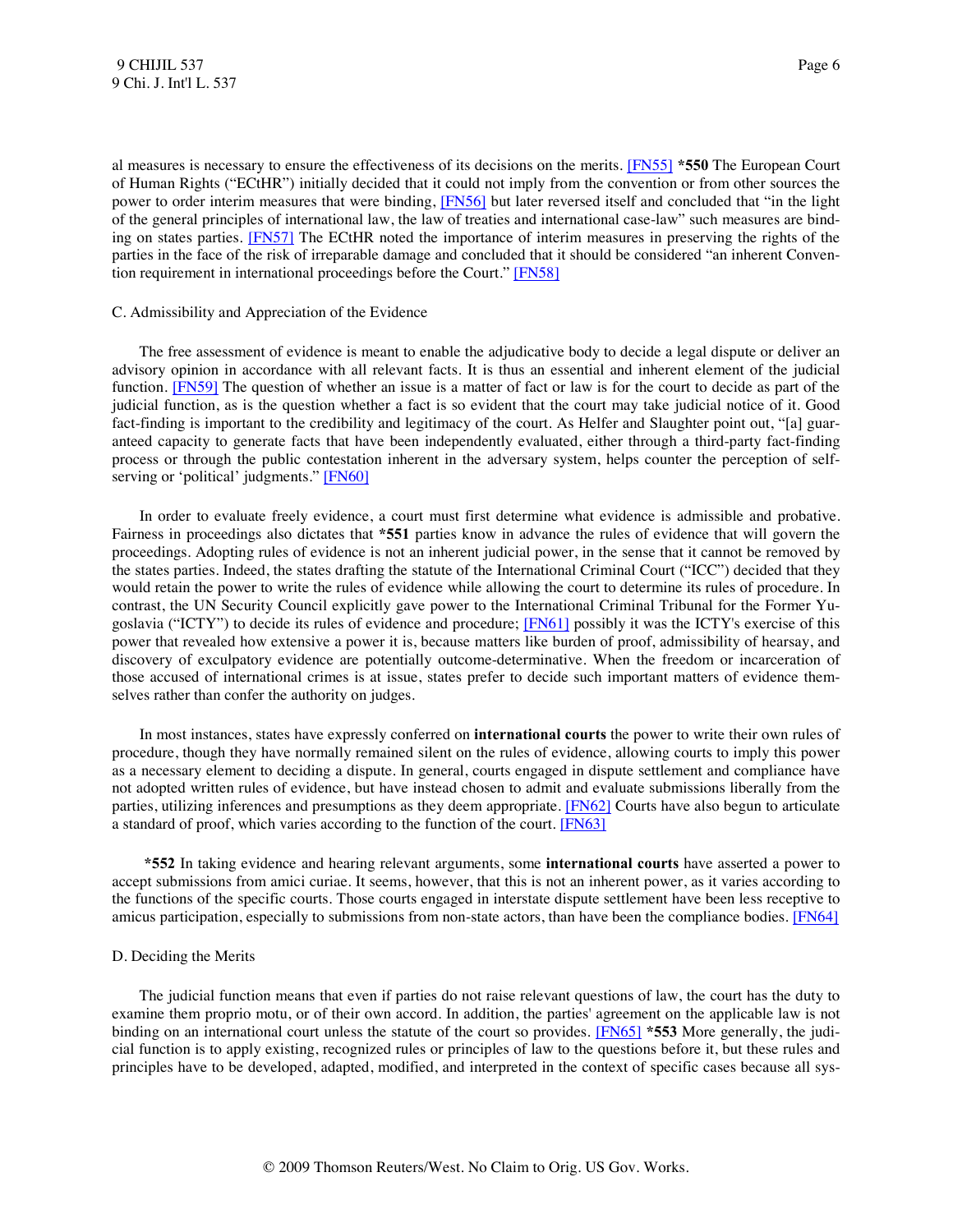al measures is necessary to ensure the effectiveness of its decisions on the merits. [FN55] **\*550** The European Court of Human Rights ("ECtHR") initially decided that it could not imply from the convention or from other sources the power to order interim measures that were binding, [FN56] but later reversed itself and concluded that "in the light of the general principles of international law, the law of treaties and international case-law" such measures are binding on states parties. [FN57] The ECtHR noted the importance of interim measures in preserving the rights of the parties in the face of the risk of irreparable damage and concluded that it should be considered "an inherent Convention requirement in international proceedings before the Court." [FN58]

C. Admissibility and Appreciation of the Evidence

The free assessment of evidence is meant to enable the adjudicative body to decide a legal dispute or deliver an advisory opinion in accordance with all relevant facts. It is thus an essential and inherent element of the judicial function. [FN59] The question of whether an issue is a matter of fact or law is for the court to decide as part of the judicial function, as is the question whether a fact is so evident that the court may take judicial notice of it. Good fact-finding is important to the credibility and legitimacy of the court. As Helfer and Slaughter point out, "[a] guaranteed capacity to generate facts that have been independently evaluated, either through a third-party fact-finding process or through the public contestation inherent in the adversary system, helps counter the perception of self-serving or 'political' judgments." [FN60]

In order to evaluate freely evidence, a court must first determine what evidence is admissible and probative. Fairness in proceedings also dictates that **\*551** parties know in advance the rules of evidence that will govern the proceedings. Adopting rules of evidence is not an inherent judicial power, in the sense that it cannot be removed by the states parties. Indeed, the states drafting the statute of the International Criminal Court ("ICC") decided that they would retain the power to write the rules of evidence while allowing the court to determine its rules of procedure. In contrast, the UN Security Council explicitly gave power to the International Criminal Tribunal for the Former Yugoslavia ("ICTY") to decide its rules of evidence and procedure; [FN61] possibly it was the ICTY's exercise of this power that revealed how extensive a power it is, because matters like burden of proof, admissibility of hearsay, and discovery of exculpatory evidence are potentially outcome-determinative. When the freedom or incarceration of those accused of international crimes is at issue, states prefer to decide such important matters of evidence themselves rather than confer the authority on judges.

In most instances, states have expressly conferred on **international courts** the power to write their own rules of procedure, though they have normally remained silent on the rules of evidence, allowing courts to imply this power as a necessary element to deciding a dispute. In general, courts engaged in dispute settlement and compliance have not adopted written rules of evidence, but have instead chosen to admit and evaluate submissions liberally from the parties, utilizing inferences and presumptions as they deem appropriate. [FN62] Courts have also begun to articulate a standard of proof, which varies according to the function of the court. [FN63]

**\*552** In taking evidence and hearing relevant arguments, some **international courts** have asserted a power to accept submissions from amici curiae. It seems, however, that this is not an inherent power, as it varies according to the functions of the specific courts. Those courts engaged in interstate dispute settlement have been less receptive to amicus participation, especially to submissions from non-state actors, than have been the compliance bodies. [FN64]

D. Deciding the Merits

The judicial function means that even if parties do not raise relevant questions of law, the court has the duty to examine them proprio motu, or of their own accord. In addition, the parties' agreement on the applicable law is not binding on an international court unless the statute of the court so provides. [FN65] **\*553** More generally, the judicial function is to apply existing, recognized rules or principles of law to the questions before it, but these rules and principles have to be developed, adapted, modified, and interpreted in the context of specific cases because all sys-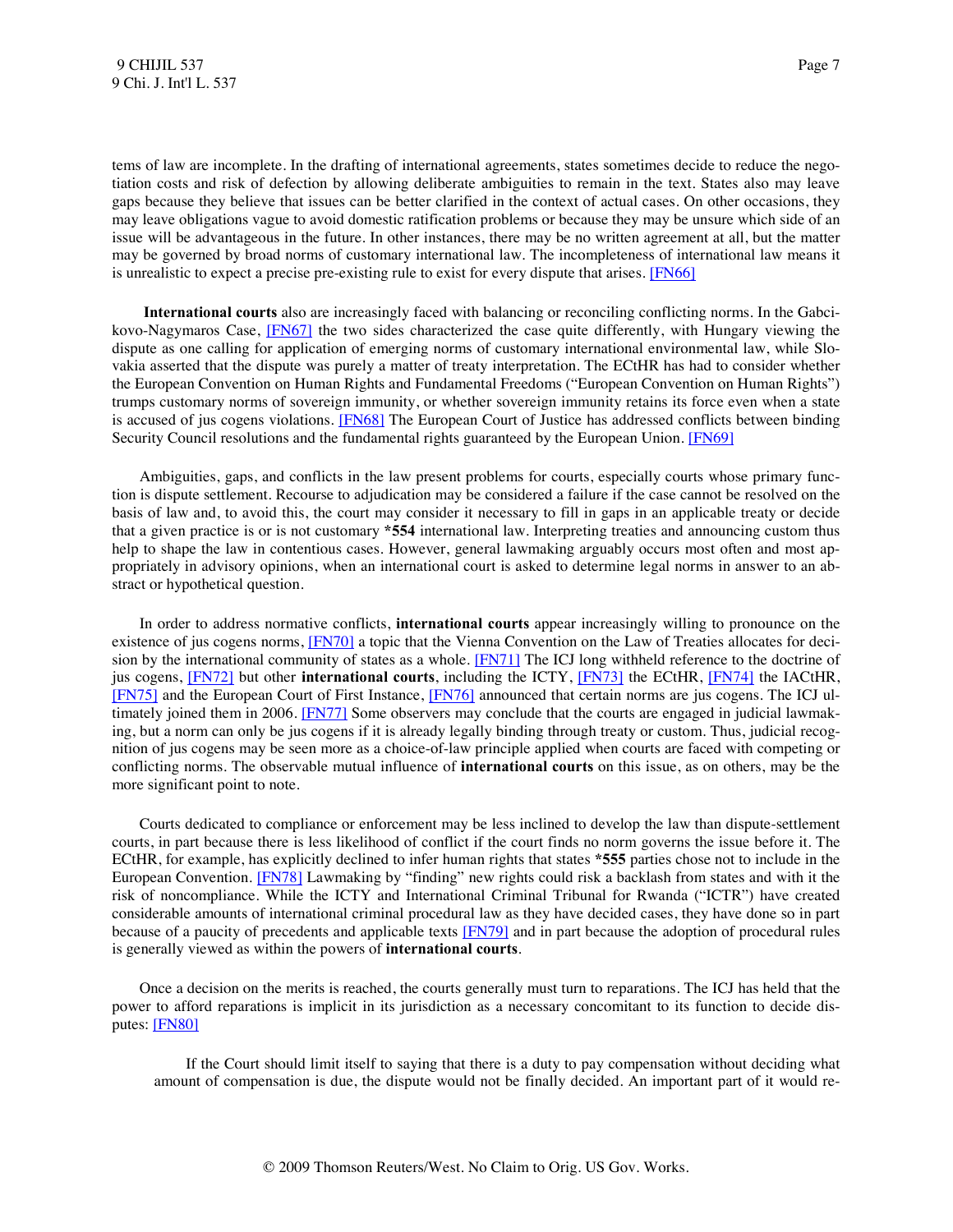tems of law are incomplete. In the drafting of international agreements, states sometimes decide to reduce the negotiation costs and risk of defection by allowing deliberate ambiguities to remain in the text. States also may leave gaps because they believe that issues can be better clarified in the context of actual cases. On other occasions, they may leave obligations vague to avoid domestic ratification problems or because they may be unsure which side of an issue will be advantageous in the future. In other instances, there may be no written agreement at all, but the matter may be governed by broad norms of customary international law. The incompleteness of international law means it is unrealistic to expect a precise pre-existing rule to exist for every dispute that arises. [FN66]

**International courts** also are increasingly faced with balancing or reconciling conflicting norms. In the Gabcikovo-Nagymaros Case, [FN67] the two sides characterized the case quite differently, with Hungary viewing the dispute as one calling for application of emerging norms of customary international environmental law, while Slovakia asserted that the dispute was purely a matter of treaty interpretation. The ECtHR has had to consider whether the European Convention on Human Rights and Fundamental Freedoms ("European Convention on Human Rights") trumps customary norms of sovereign immunity, or whether sovereign immunity retains its force even when a state is accused of jus cogens violations. [FN68] The European Court of Justice has addressed conflicts between binding Security Council resolutions and the fundamental rights guaranteed by the European Union. [FN69]

Ambiguities, gaps, and conflicts in the law present problems for courts, especially courts whose primary function is dispute settlement. Recourse to adjudication may be considered a failure if the case cannot be resolved on the basis of law and, to avoid this, the court may consider it necessary to fill in gaps in an applicable treaty or decide that a given practice is or is not customary **\*554** international law. Interpreting treaties and announcing custom thus help to shape the law in contentious cases. However, general lawmaking arguably occurs most often and most appropriately in advisory opinions, when an international court is asked to determine legal norms in answer to an abstract or hypothetical question.

In order to address normative conflicts, **international courts** appear increasingly willing to pronounce on the existence of jus cogens norms, [FN70] a topic that the Vienna Convention on the Law of Treaties allocates for decision by the international community of states as a whole. [FN71] The ICJ long withheld reference to the doctrine of jus cogens, [FN72] but other **international courts**, including the ICTY, [FN73] the ECtHR, [FN74] the IACtHR, [FN75] and the European Court of First Instance, [FN76] announced that certain norms are jus cogens. The ICJ ultimately joined them in 2006. [FN77] Some observers may conclude that the courts are engaged in judicial lawmaking, but a norm can only be jus cogens if it is already legally binding through treaty or custom. Thus, judicial recognition of jus cogens may be seen more as a choice-of-law principle applied when courts are faced with competing or conflicting norms. The observable mutual influence of **international courts** on this issue, as on others, may be the more significant point to note.

Courts dedicated to compliance or enforcement may be less inclined to develop the law than dispute-settlement courts, in part because there is less likelihood of conflict if the court finds no norm governs the issue before it. The ECtHR, for example, has explicitly declined to infer human rights that states **\*555** parties chose not to include in the European Convention. [FN78] Lawmaking by "finding" new rights could risk a backlash from states and with it the risk of noncompliance. While the ICTY and International Criminal Tribunal for Rwanda ("ICTR") have created considerable amounts of international criminal procedural law as they have decided cases, they have done so in part because of a paucity of precedents and applicable texts [FN79] and in part because the adoption of procedural rules is generally viewed as within the powers of **international courts**.

Once a decision on the merits is reached, the courts generally must turn to reparations. The ICJ has held that the power to afford reparations is implicit in its jurisdiction as a necessary concomitant to its function to decide disputes: [FN80]

> If the Court should limit itself to saying that there is a duty to pay compensation without deciding what amount of compensation is due, the dispute would not be finally decided. An important part of it would re-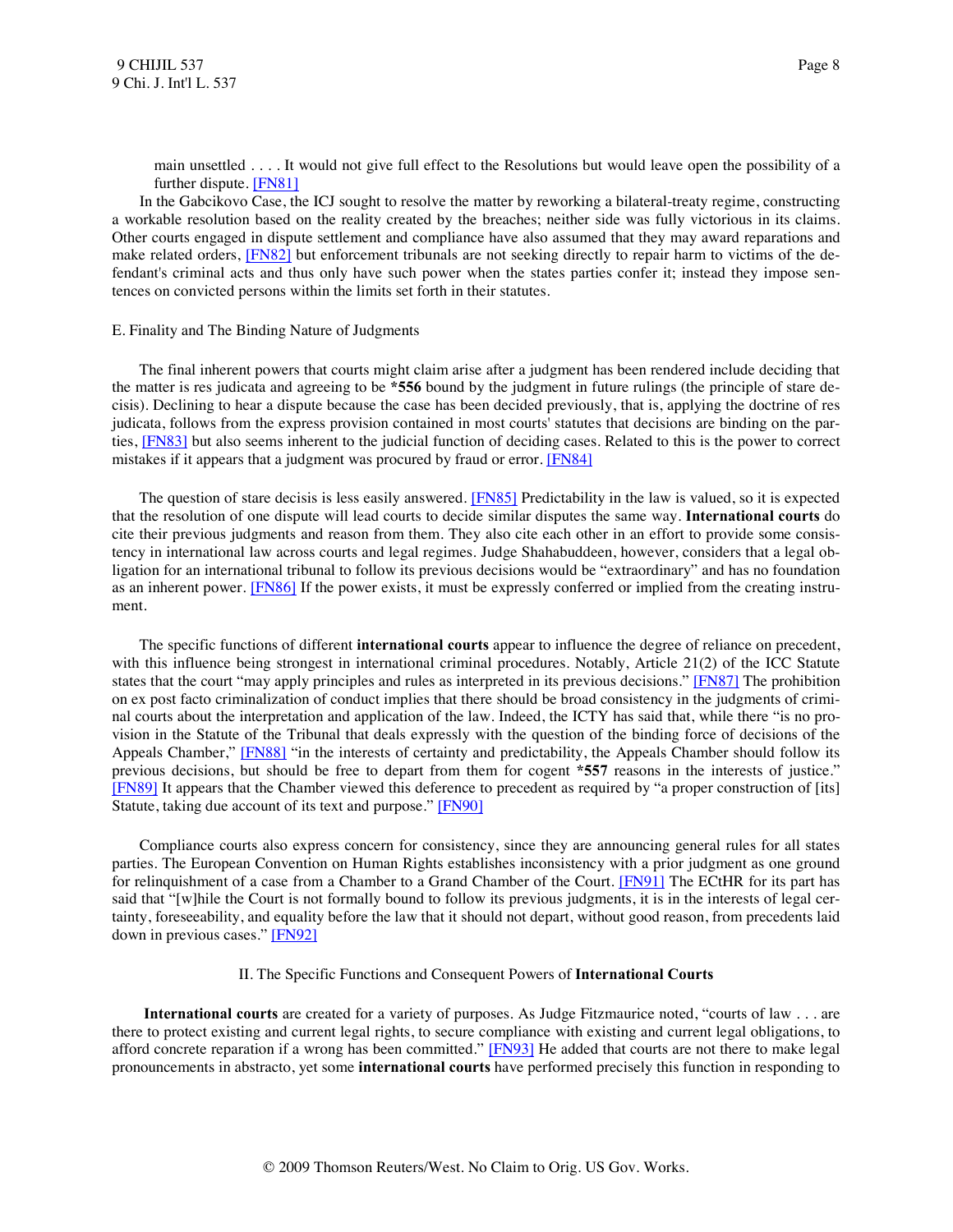main unsettled . . . . It would not give full effect to the Resolutions but would leave open the possibility of a further dispute. [FN81]

In the Gabcikovo Case, the ICJ sought to resolve the matter by reworking a bilateral-treaty regime, constructing a workable resolution based on the reality created by the breaches; neither side was fully victorious in its claims. Other courts engaged in dispute settlement and compliance have also assumed that they may award reparations and make related orders, [FN82] but enforcement tribunals are not seeking directly to repair harm to victims of the defendant's criminal acts and thus only have such power when the states parties confer it; instead they impose sentences on convicted persons within the limits set forth in their statutes.

E. Finality and The Binding Nature of Judgments

The final inherent powers that courts might claim arise after a judgment has been rendered include deciding that the matter is res judicata and agreeing to be **\*556** bound by the judgment in future rulings (the principle of stare decisis). Declining to hear a dispute because the case has been decided previously, that is, applying the doctrine of res judicata, follows from the express provision contained in most courts' statutes that decisions are binding on the parties, [FN83] but also seems inherent to the judicial function of deciding cases. Related to this is the power to correct mistakes if it appears that a judgment was procured by fraud or error. [FN84]

The question of stare decisis is less easily answered. [FN85] Predictability in the law is valued, so it is expected that the resolution of one dispute will lead courts to decide similar disputes the same way. **International courts** do cite their previous judgments and reason from them. They also cite each other in an effort to provide some consistency in international law across courts and legal regimes. Judge Shahabuddeen, however, considers that a legal obligation for an international tribunal to follow its previous decisions would be "extraordinary" and has no foundation as an inherent power. [FN86] If the power exists, it must be expressly conferred or implied from the creating instrument.

The specific functions of different **international courts** appear to influence the degree of reliance on precedent, with this influence being strongest in international criminal procedures. Notably, Article 21(2) of the ICC Statute states that the court "may apply principles and rules as interpreted in its previous decisions." [FN87] The prohibition on ex post facto criminalization of conduct implies that there should be broad consistency in the judgments of criminal courts about the interpretation and application of the law. Indeed, the ICTY has said that, while there "is no provision in the Statute of the Tribunal that deals expressly with the question of the binding force of decisions of the Appeals Chamber," [FN88] "in the interests of certainty and predictability, the Appeals Chamber should follow its previous decisions, but should be free to depart from them for cogent **\*557** reasons in the interests of justice." [FN89] It appears that the Chamber viewed this deference to precedent as required by "a proper construction of [its] Statute, taking due account of its text and purpose." [FN90]

Compliance courts also express concern for consistency, since they are announcing general rules for all states parties. The European Convention on Human Rights establishes inconsistency with a prior judgment as one ground for relinquishment of a case from a Chamber to a Grand Chamber of the Court. [FN91] The ECtHR for its part has said that "[w]hile the Court is not formally bound to follow its previous judgments, it is in the interests of legal certainty, foreseeability, and equality before the law that it should not depart, without good reason, from precedents laid down in previous cases." [FN92]

II. The Specific Functions and Consequent Powers of **International Courts**

**International courts** are created for a variety of purposes. As Judge Fitzmaurice noted, "courts of law . . . are there to protect existing and current legal rights, to secure compliance with existing and current legal obligations, to afford concrete reparation if a wrong has been committed." [FN93] He added that courts are not there to make legal pronouncements in abstracto, yet some **international courts** have performed precisely this function in responding to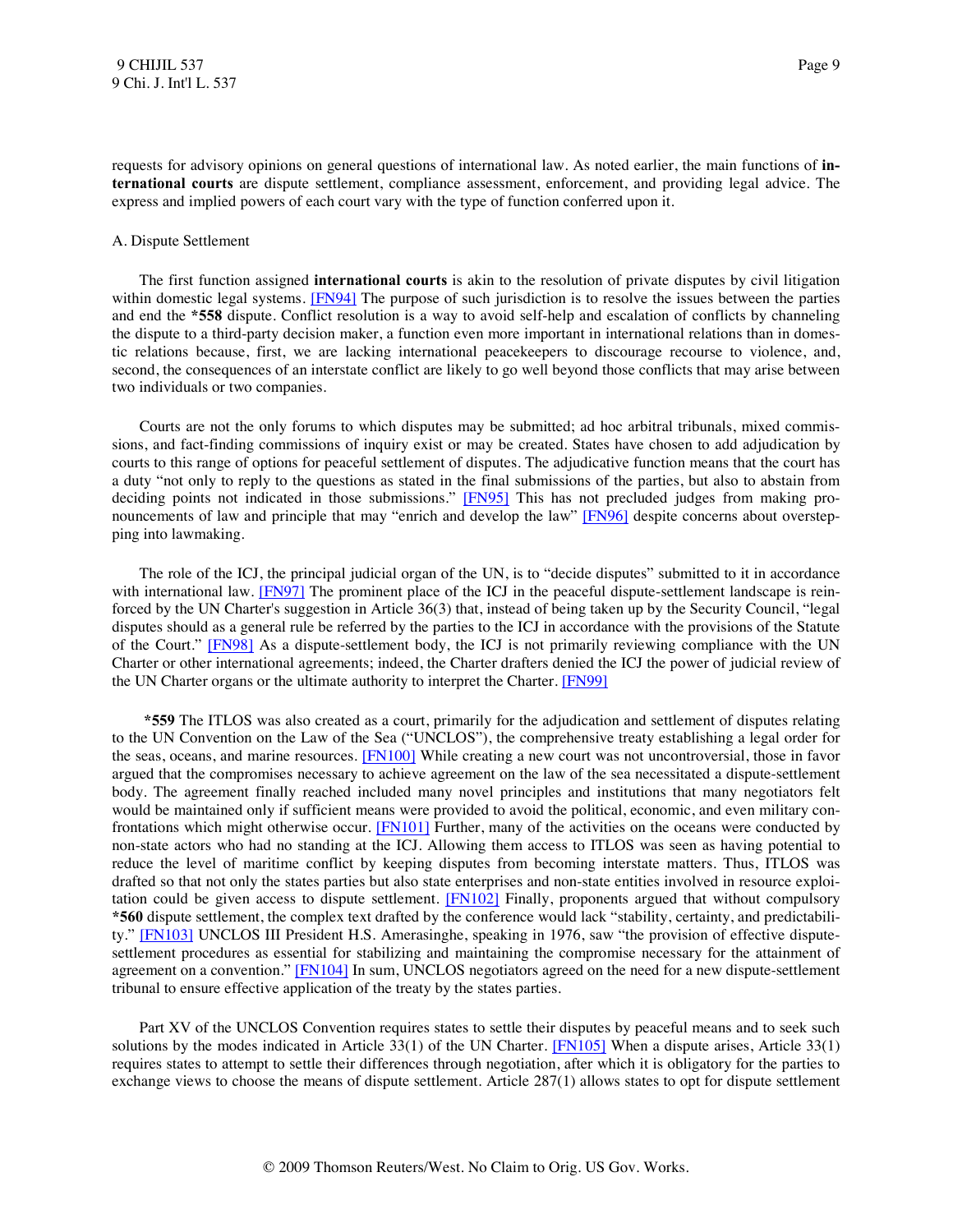requests for advisory opinions on general questions of international law. As noted earlier, the main functions of **international courts** are dispute settlement, compliance assessment, enforcement, and providing legal advice. The express and implied powers of each court vary with the type of function conferred upon it.

A. Dispute Settlement

The first function assigned **international courts** is akin to the resolution of private disputes by civil litigation within domestic legal systems. [FN94] The purpose of such jurisdiction is to resolve the issues between the parties and end the **\*558** dispute. Conflict resolution is a way to avoid self-help and escalation of conflicts by channeling the dispute to a third-party decision maker, a function even more important in international relations than in domestic relations because, first, we are lacking international peacekeepers to discourage recourse to violence, and, second, the consequences of an interstate conflict are likely to go well beyond those conflicts that may arise between two individuals or two companies.

Courts are not the only forums to which disputes may be submitted; ad hoc arbitral tribunals, mixed commissions, and fact-finding commissions of inquiry exist or may be created. States have chosen to add adjudication by courts to this range of options for peaceful settlement of disputes. The adjudicative function means that the court has a duty "not only to reply to the questions as stated in the final submissions of the parties, but also to abstain from deciding points not indicated in those submissions." [FN95] This has not precluded judges from making pronouncements of law and principle that may "enrich and develop the law" [FN96] despite concerns about overstepping into lawmaking.

The role of the ICJ, the principal judicial organ of the UN, is to "decide disputes" submitted to it in accordance with international law. [FN97] The prominent place of the ICJ in the peaceful dispute-settlement landscape is reinforced by the UN Charter's suggestion in Article 36(3) that, instead of being taken up by the Security Council, "legal disputes should as a general rule be referred by the parties to the ICJ in accordance with the provisions of the Statute of the Court." [FN98] As a dispute-settlement body, the ICJ is not primarily reviewing compliance with the UN Charter or other international agreements; indeed, the Charter drafters denied the ICJ the power of judicial review of the UN Charter organs or the ultimate authority to interpret the Charter. [FN99]

**\*559** The ITLOS was also created as a court, primarily for the adjudication and settlement of disputes relating to the UN Convention on the Law of the Sea ("UNCLOS"), the comprehensive treaty establishing a legal order for the seas, oceans, and marine resources. [FN100] While creating a new court was not uncontroversial, those in favor argued that the compromises necessary to achieve agreement on the law of the sea necessitated a dispute-settlement body. The agreement finally reached included many novel principles and institutions that many negotiators felt would be maintained only if sufficient means were provided to avoid the political, economic, and even military confrontations which might otherwise occur. [FN101] Further, many of the activities on the oceans were conducted by non-state actors who had no standing at the ICJ. Allowing them access to ITLOS was seen as having potential to reduce the level of maritime conflict by keeping disputes from becoming interstate matters. Thus, ITLOS was drafted so that not only the states parties but also state enterprises and non-state entities involved in resource exploitation could be given access to dispute settlement. [FN102] Finally, proponents argued that without compulsory **\*560** dispute settlement, the complex text drafted by the conference would lack "stability, certainty, and predictability." [FN103] UNCLOS III President H.S. Amerasinghe, speaking in 1976, saw "the provision of effective dispute-settlement procedures as essential for stabilizing and maintaining the compromise necessary for the attainment of agreement on a convention." [FN104] In sum, UNCLOS negotiators agreed on the need for a new dispute-settlement tribunal to ensure effective application of the treaty by the states parties.

Part XV of the UNCLOS Convention requires states to settle their disputes by peaceful means and to seek such solutions by the modes indicated in Article 33(1) of the UN Charter. [FN105] When a dispute arises, Article 33(1) requires states to attempt to settle their differences through negotiation, after which it is obligatory for the parties to exchange views to choose the means of dispute settlement. Article 287(1) allows states to opt for dispute settlement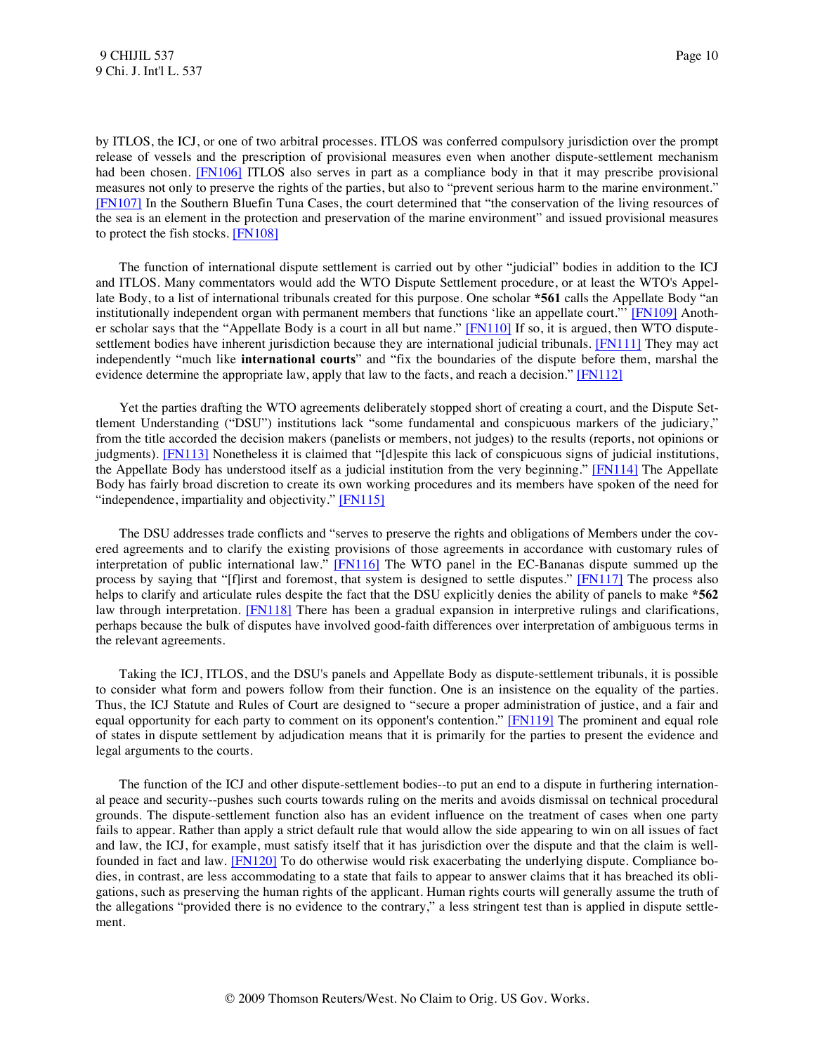by ITLOS, the ICJ, or one of two arbitral processes. ITLOS was conferred compulsory jurisdiction over the prompt release of vessels and the prescription of provisional measures even when another dispute-settlement mechanism had been chosen. [FN106] ITLOS also serves in part as a compliance body in that it may prescribe provisional measures not only to preserve the rights of the parties, but also to "prevent serious harm to the marine environment." [FN107] In the Southern Bluefin Tuna Cases, the court determined that "the conservation of the living resources of the sea is an element in the protection and preservation of the marine environment" and issued provisional measures to protect the fish stocks. [FN108]

The function of international dispute settlement is carried out by other "judicial" bodies in addition to the ICJ and ITLOS. Many commentators would add the WTO Dispute Settlement procedure, or at least the WTO's Appellate Body, to a list of international tribunals created for this purpose. One scholar **\*561** calls the Appellate Body "an institutionally independent organ with permanent members that functions 'like an appellate court.'" [FN109] Another scholar says that the "Appellate Body is a court in all but name." [FN110] If so, it is argued, then WTO dispute-settlement bodies have inherent jurisdiction because they are international judicial tribunals. [FN111] They may act independently "much like **international courts**" and "fix the boundaries of the dispute before them, marshal the evidence determine the appropriate law, apply that law to the facts, and reach a decision." [FN112]

Yet the parties drafting the WTO agreements deliberately stopped short of creating a court, and the Dispute Settlement Understanding ("DSU") institutions lack "some fundamental and conspicuous markers of the judiciary," from the title accorded the decision makers (panelists or members, not judges) to the results (reports, not opinions or judgments). [FN113] Nonetheless it is claimed that "[d]espite this lack of conspicuous signs of judicial institutions, the Appellate Body has understood itself as a judicial institution from the very beginning." [FN114] The Appellate Body has fairly broad discretion to create its own working procedures and its members have spoken of the need for "independence, impartiality and objectivity." [FN115]

The DSU addresses trade conflicts and "serves to preserve the rights and obligations of Members under the covered agreements and to clarify the existing provisions of those agreements in accordance with customary rules of interpretation of public international law." [FN116] The WTO panel in the EC-Bananas dispute summed up the process by saying that "[f]irst and foremost, that system is designed to settle disputes." [FN117] The process also helps to clarify and articulate rules despite the fact that the DSU explicitly denies the ability of panels to make **\*562** law through interpretation. [FN118] There has been a gradual expansion in interpretive rulings and clarifications, perhaps because the bulk of disputes have involved good-faith differences over interpretation of ambiguous terms in the relevant agreements.

Taking the ICJ, ITLOS, and the DSU's panels and Appellate Body as dispute-settlement tribunals, it is possible to consider what form and powers follow from their function. One is an insistence on the equality of the parties. Thus, the ICJ Statute and Rules of Court are designed to "secure a proper administration of justice, and a fair and equal opportunity for each party to comment on its opponent's contention." [FN119] The prominent and equal role of states in dispute settlement by adjudication means that it is primarily for the parties to present the evidence and legal arguments to the courts.

The function of the ICJ and other dispute-settlement bodies--to put an end to a dispute in furthering international peace and security--pushes such courts towards ruling on the merits and avoids dismissal on technical procedural grounds. The dispute-settlement function also has an evident influence on the treatment of cases when one party fails to appear. Rather than apply a strict default rule that would allow the side appearing to win on all issues of fact and law, the ICJ, for example, must satisfy itself that it has jurisdiction over the dispute and that the claim is well-founded in fact and law. [FN120] To do otherwise would risk exacerbating the underlying dispute. Compliance bodies, in contrast, are less accommodating to a state that fails to appear to answer claims that it has breached its obligations, such as preserving the human rights of the applicant. Human rights courts will generally assume the truth of the allegations "provided there is no evidence to the contrary," a less stringent test than is applied in dispute settlement.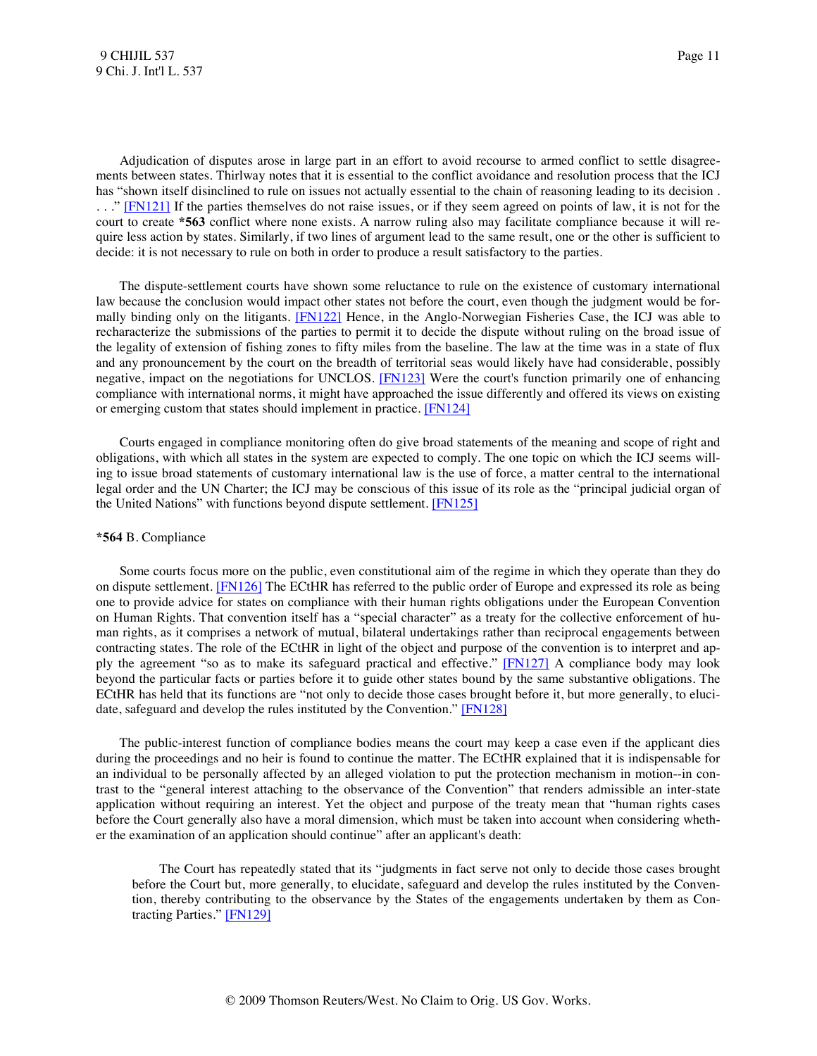Adjudication of disputes arose in large part in an effort to avoid recourse to armed conflict to settle disagreements between states. Thirlway notes that it is essential to the conflict avoidance and resolution process that the ICJ has "shown itself disinclined to rule on issues not actually essential to the chain of reasoning leading to its decision . . . ." [FN121] If the parties themselves do not raise issues, or if they seem agreed on points of law, it is not for the court to create **\*563** conflict where none exists. A narrow ruling also may facilitate compliance because it will require less action by states. Similarly, if two lines of argument lead to the same result, one or the other is sufficient to decide: it is not necessary to rule on both in order to produce a result satisfactory to the parties.

The dispute-settlement courts have shown some reluctance to rule on the existence of customary international law because the conclusion would impact other states not before the court, even though the judgment would be formally binding only on the litigants. [FN122] Hence, in the Anglo-Norwegian Fisheries Case, the ICJ was able to recharacterize the submissions of the parties to permit it to decide the dispute without ruling on the broad issue of the legality of extension of fishing zones to fifty miles from the baseline. The law at the time was in a state of flux and any pronouncement by the court on the breadth of territorial seas would likely have had considerable, possibly negative, impact on the negotiations for UNCLOS. [FN123] Were the court's function primarily one of enhancing compliance with international norms, it might have approached the issue differently and offered its views on existing or emerging custom that states should implement in practice. [FN124]

Courts engaged in compliance monitoring often do give broad statements of the meaning and scope of right and obligations, with which all states in the system are expected to comply. The one topic on which the ICJ seems willing to issue broad statements of customary international law is the use of force, a matter central to the international legal order and the UN Charter; the ICJ may be conscious of this issue of its role as the "principal judicial organ of the United Nations" with functions beyond dispute settlement. [FN125]

**\*564** B. Compliance

Some courts focus more on the public, even constitutional aim of the regime in which they operate than they do on dispute settlement. [FN126] The ECtHR has referred to the public order of Europe and expressed its role as being one to provide advice for states on compliance with their human rights obligations under the European Convention on Human Rights. That convention itself has a "special character" as a treaty for the collective enforcement of human rights, as it comprises a network of mutual, bilateral undertakings rather than reciprocal engagements between contracting states. The role of the ECtHR in light of the object and purpose of the convention is to interpret and apply the agreement "so as to make its safeguard practical and effective." [FN127] A compliance body may look beyond the particular facts or parties before it to guide other states bound by the same substantive obligations. The ECtHR has held that its functions are "not only to decide those cases brought before it, but more generally, to elucidate, safeguard and develop the rules instituted by the Convention." [FN128]

The public-interest function of compliance bodies means the court may keep a case even if the applicant dies during the proceedings and no heir is found to continue the matter. The ECtHR explained that it is indispensable for an individual to be personally affected by an alleged violation to put the protection mechanism in motion--in contrast to the "general interest attaching to the observance of the Convention" that renders admissible an inter-state application without requiring an interest. Yet the object and purpose of the treaty mean that "human rights cases before the Court generally also have a moral dimension, which must be taken into account when considering whether the examination of an application should continue" after an applicant's death:

> The Court has repeatedly stated that its "judgments in fact serve not only to decide those cases brought before the Court but, more generally, to elucidate, safeguard and develop the rules instituted by the Convention, thereby contributing to the observance by the States of the engagements undertaken by them as Contracting Parties." [FN129]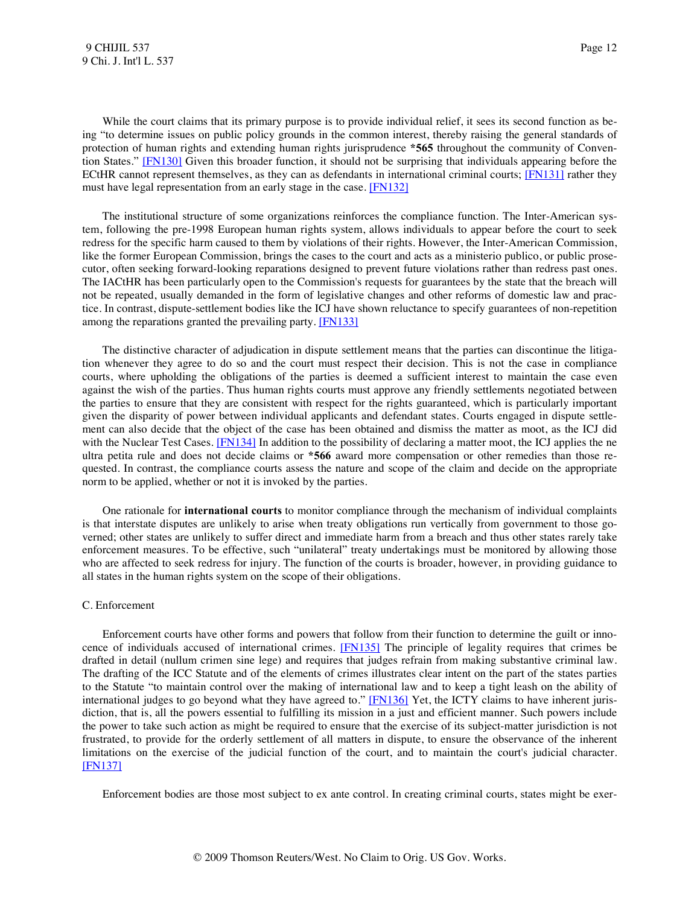While the court claims that its primary purpose is to provide individual relief, it sees its second function as being "to determine issues on public policy grounds in the common interest, thereby raising the general standards of protection of human rights and extending human rights jurisprudence **\*565** throughout the community of Convention States." [FN130] Given this broader function, it should not be surprising that individuals appearing before the ECtHR cannot represent themselves, as they can as defendants in international criminal courts; [FN131] rather they must have legal representation from an early stage in the case. [FN132]

The institutional structure of some organizations reinforces the compliance function. The Inter-American system, following the pre-1998 European human rights system, allows individuals to appear before the court to seek redress for the specific harm caused to them by violations of their rights. However, the Inter-American Commission, like the former European Commission, brings the cases to the court and acts as a ministerio publico, or public prosecutor, often seeking forward-looking reparations designed to prevent future violations rather than redress past ones. The IACtHR has been particularly open to the Commission's requests for guarantees by the state that the breach will not be repeated, usually demanded in the form of legislative changes and other reforms of domestic law and practice. In contrast, dispute-settlement bodies like the ICJ have shown reluctance to specify guarantees of non-repetition among the reparations granted the prevailing party. [FN133]

The distinctive character of adjudication in dispute settlement means that the parties can discontinue the litigation whenever they agree to do so and the court must respect their decision. This is not the case in compliance courts, where upholding the obligations of the parties is deemed a sufficient interest to maintain the case even against the wish of the parties. Thus human rights courts must approve any friendly settlements negotiated between the parties to ensure that they are consistent with respect for the rights guaranteed, which is particularly important given the disparity of power between individual applicants and defendant states. Courts engaged in dispute settlement can also decide that the object of the case has been obtained and dismiss the matter as moot, as the ICJ did with the Nuclear Test Cases. [FN134] In addition to the possibility of declaring a matter moot, the ICJ applies the ne ultra petita rule and does not decide claims or **\*566** award more compensation or other remedies than those requested. In contrast, the compliance courts assess the nature and scope of the claim and decide on the appropriate norm to be applied, whether or not it is invoked by the parties.

One rationale for **international courts** to monitor compliance through the mechanism of individual complaints is that interstate disputes are unlikely to arise when treaty obligations run vertically from government to those governed; other states are unlikely to suffer direct and immediate harm from a breach and thus other states rarely take enforcement measures. To be effective, such "unilateral" treaty undertakings must be monitored by allowing those who are affected to seek redress for injury. The function of the courts is broader, however, in providing guidance to all states in the human rights system on the scope of their obligations.

C. Enforcement

Enforcement courts have other forms and powers that follow from their function to determine the guilt or innocence of individuals accused of international crimes. [FN135] The principle of legality requires that crimes be drafted in detail (nullum crimen sine lege) and requires that judges refrain from making substantive criminal law. The drafting of the ICC Statute and of the elements of crimes illustrates clear intent on the part of the states parties to the Statute "to maintain control over the making of international law and to keep a tight leash on the ability of international judges to go beyond what they have agreed to." [FN136] Yet, the ICTY claims to have inherent jurisdiction, that is, all the powers essential to fulfilling its mission in a just and efficient manner. Such powers include the power to take such action as might be required to ensure that the exercise of its subject-matter jurisdiction is not frustrated, to provide for the orderly settlement of all matters in dispute, to ensure the observance of the inherent limitations on the exercise of the judicial function of the court, and to maintain the court's judicial character. [FN137]

Enforcement bodies are those most subject to ex ante control. In creating criminal courts, states might be exer-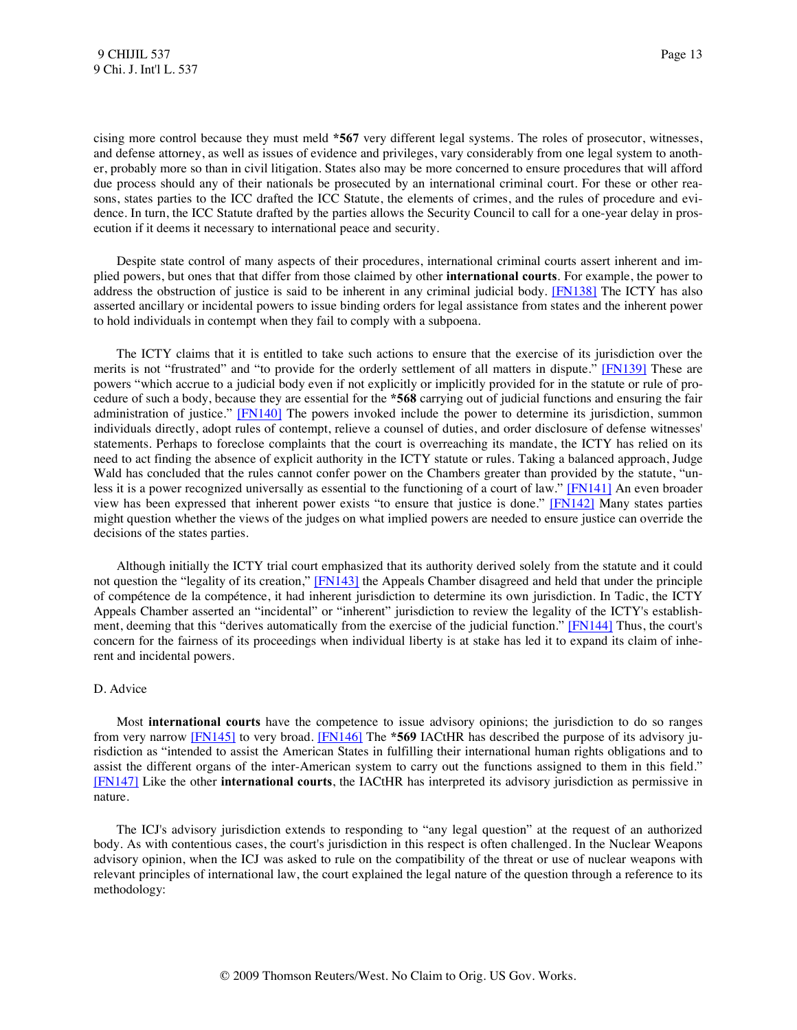cising more control because they must meld **\*567** very different legal systems. The roles of prosecutor, witnesses, and defense attorney, as well as issues of evidence and privileges, vary considerably from one legal system to another, probably more so than in civil litigation. States also may be more concerned to ensure procedures that will afford due process should any of their nationals be prosecuted by an international criminal court. For these or other reasons, states parties to the ICC drafted the ICC Statute, the elements of crimes, and the rules of procedure and evidence. In turn, the ICC Statute drafted by the parties allows the Security Council to call for a one-year delay in prosecution if it deems it necessary to international peace and security.

Despite state control of many aspects of their procedures, international criminal courts assert inherent and implied powers, but ones that that differ from those claimed by other **international courts**. For example, the power to address the obstruction of justice is said to be inherent in any criminal judicial body. [FN138] The ICTY has also asserted ancillary or incidental powers to issue binding orders for legal assistance from states and the inherent power to hold individuals in contempt when they fail to comply with a subpoena.

The ICTY claims that it is entitled to take such actions to ensure that the exercise of its jurisdiction over the merits is not "frustrated" and "to provide for the orderly settlement of all matters in dispute." [FN139] These are powers "which accrue to a judicial body even if not explicitly or implicitly provided for in the statute or rule of procedure of such a body, because they are essential for the **\*568** carrying out of judicial functions and ensuring the fair administration of justice." [FN140] The powers invoked include the power to determine its jurisdiction, summon individuals directly, adopt rules of contempt, relieve a counsel of duties, and order disclosure of defense witnesses' statements. Perhaps to foreclose complaints that the court is overreaching its mandate, the ICTY has relied on its need to act finding the absence of explicit authority in the ICTY statute or rules. Taking a balanced approach, Judge Wald has concluded that the rules cannot confer power on the Chambers greater than provided by the statute, "unless it is a power recognized universally as essential to the functioning of a court of law." [FN141] An even broader view has been expressed that inherent power exists "to ensure that justice is done." [FN142] Many states parties might question whether the views of the judges on what implied powers are needed to ensure justice can override the decisions of the states parties.

Although initially the ICTY trial court emphasized that its authority derived solely from the statute and it could not question the "legality of its creation," [FN143] the Appeals Chamber disagreed and held that under the principle of compétence de la compétence, it had inherent jurisdiction to determine its own jurisdiction. In Tadic, the ICTY Appeals Chamber asserted an "incidental" or "inherent" jurisdiction to review the legality of the ICTY's establishment, deeming that this "derives automatically from the exercise of the judicial function." [FN144] Thus, the court's concern for the fairness of its proceedings when individual liberty is at stake has led it to expand its claim of inherent and incidental powers.

D. Advice

Most **international courts** have the competence to issue advisory opinions; the jurisdiction to do so ranges from very narrow [FN145] to very broad. [FN146] The **\*569** IACtHR has described the purpose of its advisory jurisdiction as "intended to assist the American States in fulfilling their international human rights obligations and to assist the different organs of the inter-American system to carry out the functions assigned to them in this field." [FN147] Like the other **international courts**, the IACtHR has interpreted its advisory jurisdiction as permissive in nature.

The ICJ's advisory jurisdiction extends to responding to "any legal question" at the request of an authorized body. As with contentious cases, the court's jurisdiction in this respect is often challenged. In the Nuclear Weapons advisory opinion, when the ICJ was asked to rule on the compatibility of the threat or use of nuclear weapons with relevant principles of international law, the court explained the legal nature of the question through a reference to its methodology: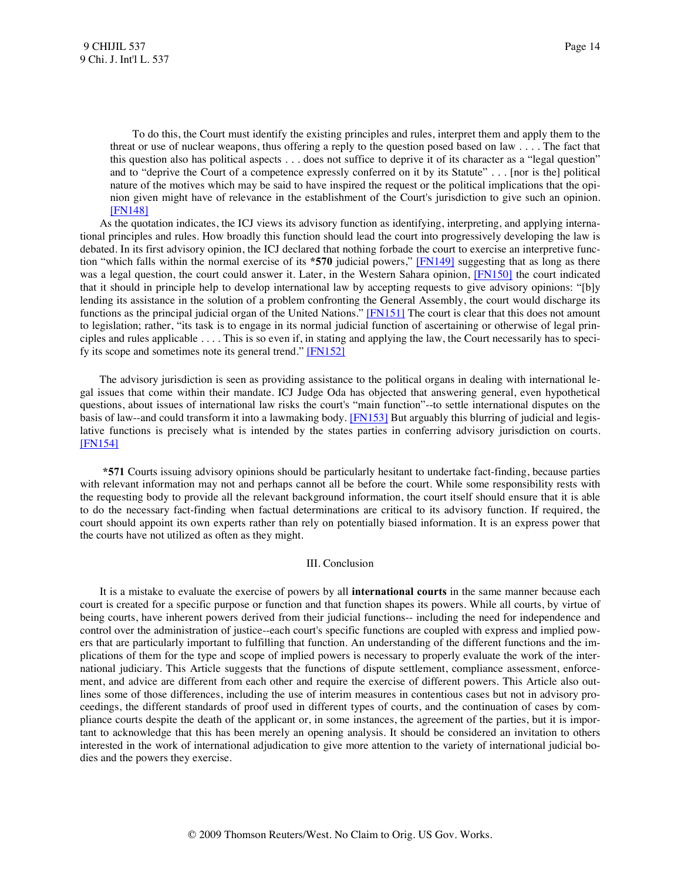> To do this, the Court must identify the existing principles and rules, interpret them and apply them to the threat or use of nuclear weapons, thus offering a reply to the question posed based on law . . . . The fact that this question also has political aspects . . . does not suffice to deprive it of its character as a "legal question" and to "deprive the Court of a competence expressly conferred on it by its Statute" . . . [nor is the] political nature of the motives which may be said to have inspired the request or the political implications that the opinion given might have of relevance in the establishment of the Court's jurisdiction to give such an opinion. [FN148]

As the quotation indicates, the ICJ views its advisory function as identifying, interpreting, and applying international principles and rules. How broadly this function should lead the court into progressively developing the law is debated. In its first advisory opinion, the ICJ declared that nothing forbade the court to exercise an interpretive function "which falls within the normal exercise of its **\*570** judicial powers," [FN149] suggesting that as long as there was a legal question, the court could answer it. Later, in the Western Sahara opinion, [FN150] the court indicated that it should in principle help to develop international law by accepting requests to give advisory opinions: "[b]y lending its assistance in the solution of a problem confronting the General Assembly, the court would discharge its functions as the principal judicial organ of the United Nations." [FN151] The court is clear that this does not amount to legislation; rather, "its task is to engage in its normal judicial function of ascertaining or otherwise of legal principles and rules applicable . . . . This is so even if, in stating and applying the law, the Court necessarily has to specify its scope and sometimes note its general trend." [FN152]

The advisory jurisdiction is seen as providing assistance to the political organs in dealing with international legal issues that come within their mandate. ICJ Judge Oda has objected that answering general, even hypothetical questions, about issues of international law risks the court's "main function"--to settle international disputes on the basis of law--and could transform it into a lawmaking body. [FN153] But arguably this blurring of judicial and legislative functions is precisely what is intended by the states parties in conferring advisory jurisdiction on courts. [FN154]

**\*571** Courts issuing advisory opinions should be particularly hesitant to undertake fact-finding, because parties with relevant information may not and perhaps cannot all be before the court. While some responsibility rests with the requesting body to provide all the relevant background information, the court itself should ensure that it is able to do the necessary fact-finding when factual determinations are critical to its advisory function. If required, the court should appoint its own experts rather than rely on potentially biased information. It is an express power that the courts have not utilized as often as they might.

## III. Conclusion

It is a mistake to evaluate the exercise of powers by all **international courts** in the same manner because each court is created for a specific purpose or function and that function shapes its powers. While all courts, by virtue of being courts, have inherent powers derived from their judicial functions-- including the need for independence and control over the administration of justice--each court's specific functions are coupled with express and implied powers that are particularly important to fulfilling that function. An understanding of the different functions and the implications of them for the type and scope of implied powers is necessary to properly evaluate the work of the international judiciary. This Article suggests that the functions of dispute settlement, compliance assessment, enforcement, and advice are different from each other and require the exercise of different powers. This Article also outlines some of those differences, including the use of interim measures in contentious cases but not in advisory proceedings, the different standards of proof used in different types of courts, and the continuation of cases by compliance courts despite the death of the applicant or, in some instances, the agreement of the parties, but it is important to acknowledge that this has been merely an opening analysis. It should be considered an invitation to others interested in the work of international adjudication to give more attention to the variety of international judicial bodies and the powers they exercise.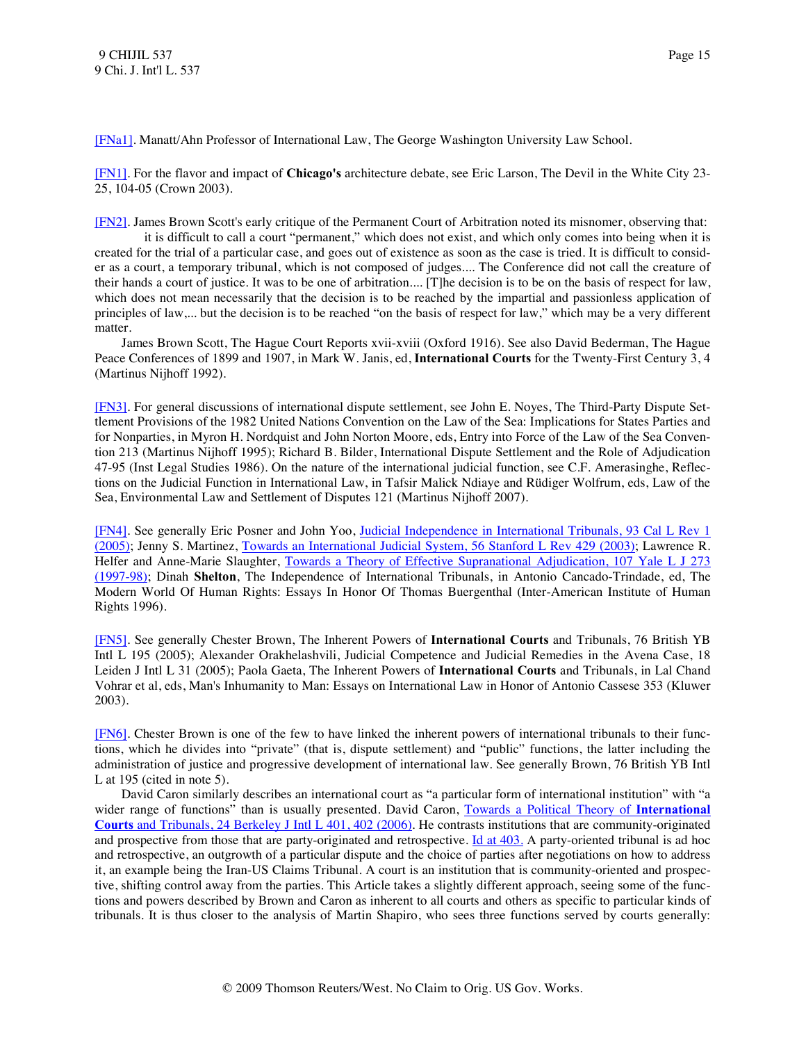[FNa1]. Manatt/Ahn Professor of International Law, The George Washington University Law School.

[FN1]. For the flavor and impact of **Chicago's** architecture debate, see Eric Larson, The Devil in the White City 23-25, 104-05 (Crown 2003).

[FN2]. James Brown Scott's early critique of the Permanent Court of Arbitration noted its misnomer, observing that:

> it is difficult to call a court "permanent," which does not exist, and which only comes into being when it is created for the trial of a particular case, and goes out of existence as soon as the case is tried. It is difficult to consider as a court, a temporary tribunal, which is not composed of judges.... The Conference did not call the creature of their hands a court of justice. It was to be one of arbitration.... [T]he decision is to be on the basis of respect for law, which does not mean necessarily that the decision is to be reached by the impartial and passionless application of principles of law,... but the decision is to be reached "on the basis of respect for law," which may be a very different matter.

James Brown Scott, The Hague Court Reports xvii-xviii (Oxford 1916). See also David Bederman, The Hague Peace Conferences of 1899 and 1907, in Mark W. Janis, ed, **International Courts** for the Twenty-First Century 3, 4 (Martinus Nijhoff 1992).

[FN3]. For general discussions of international dispute settlement, see John E. Noyes, The Third-Party Dispute Settlement Provisions of the 1982 United Nations Convention on the Law of the Sea: Implications for States Parties and for Nonparties, in Myron H. Nordquist and John Norton Moore, eds, Entry into Force of the Law of the Sea Convention 213 (Martinus Nijhoff 1995); Richard B. Bilder, International Dispute Settlement and the Role of Adjudication 47-95 (Inst Legal Studies 1986). On the nature of the international judicial function, see C.F. Amerasinghe, Reflections on the Judicial Function in International Law, in Tafsir Malick Ndiaye and Rüdiger Wolfrum, eds, Law of the Sea, Environmental Law and Settlement of Disputes 121 (Martinus Nijhoff 2007).

[FN4]. See generally Eric Posner and John Yoo, Judicial Independence in International Tribunals, 93 Cal L Rev 1 (2005); Jenny S. Martinez, Towards an International Judicial System, 56 Stanford L Rev 429 (2003); Lawrence R. Helfer and Anne-Marie Slaughter, Towards a Theory of Effective Supranational Adjudication, 107 Yale L J 273 (1997-98); Dinah **Shelton**, The Independence of International Tribunals, in Antonio Cancado-Trindade, ed, The Modern World Of Human Rights: Essays In Honor Of Thomas Buergenthal (Inter-American Institute of Human Rights 1996).

[FN5]. See generally Chester Brown, The Inherent Powers of **International Courts** and Tribunals, 76 British YB Intl L 195 (2005); Alexander Orakhelashvili, Judicial Competence and Judicial Remedies in the Avena Case, 18 Leiden J Intl L 31 (2005); Paola Gaeta, The Inherent Powers of **International Courts** and Tribunals, in Lal Chand Vohrar et al, eds, Man's Inhumanity to Man: Essays on International Law in Honor of Antonio Cassese 353 (Kluwer 2003).

[FN6]. Chester Brown is one of the few to have linked the inherent powers of international tribunals to their functions, which he divides into "private" (that is, dispute settlement) and "public" functions, the latter including the administration of justice and progressive development of international law. See generally Brown, 76 British YB Intl L at 195 (cited in note 5).

David Caron similarly describes an international court as "a particular form of international institution" with "a wider range of functions" than is usually presented. David Caron, Towards a Political Theory of **International Courts** and Tribunals, 24 Berkeley J Intl L 401, 402 (2006). He contrasts institutions that are community-originated and prospective from those that are party-originated and retrospective. Id at 403. A party-oriented tribunal is ad hoc and retrospective, an outgrowth of a particular dispute and the choice of parties after negotiations on how to address it, an example being the Iran-US Claims Tribunal. A court is an institution that is community-oriented and prospective, shifting control away from the parties. This Article takes a slightly different approach, seeing some of the functions and powers described by Brown and Caron as inherent to all courts and others as specific to particular kinds of tribunals. It is thus closer to the analysis of Martin Shapiro, who sees three functions served by courts generally: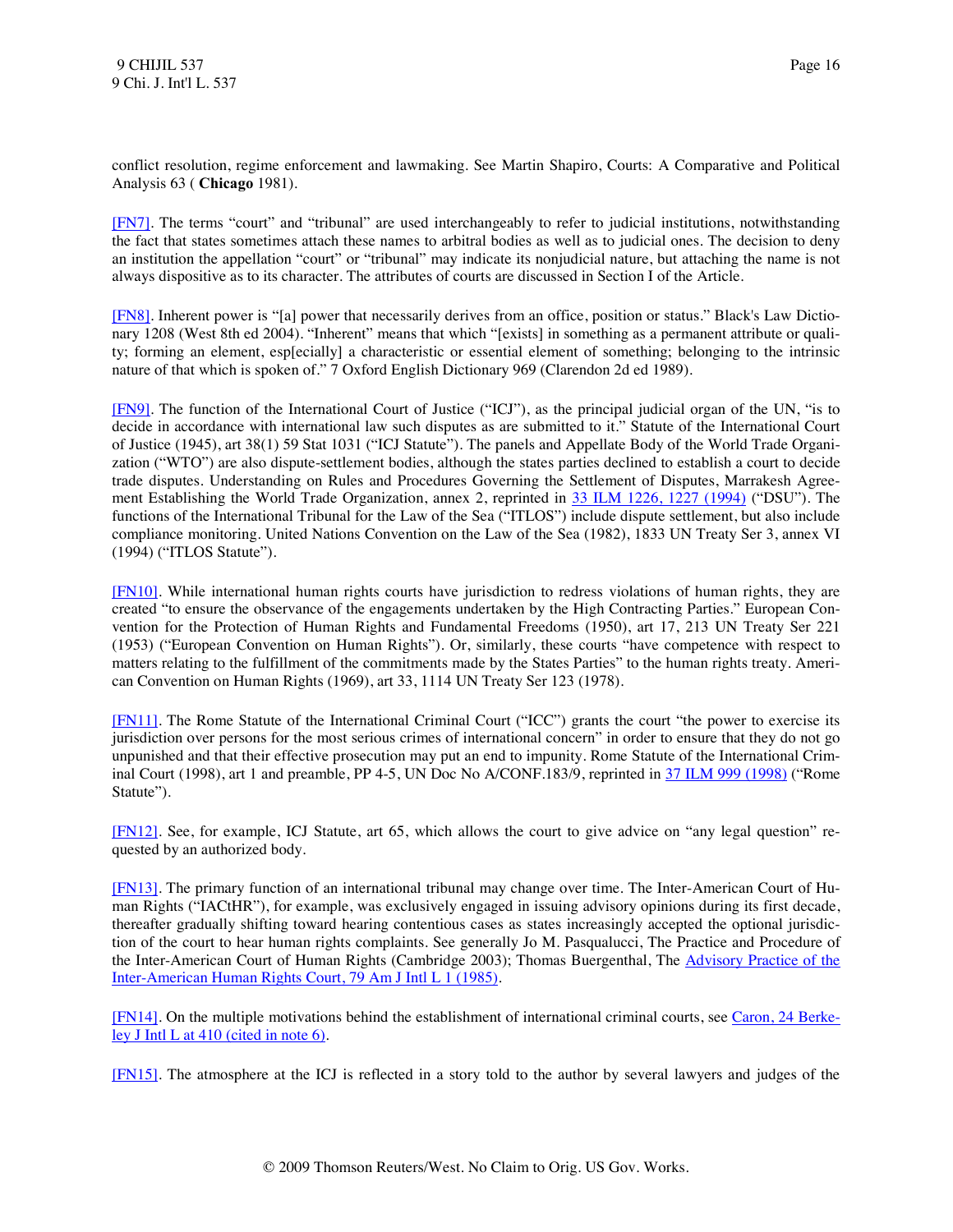conflict resolution, regime enforcement and lawmaking. See Martin Shapiro, Courts: A Comparative and Political Analysis 63 ( **Chicago** 1981).

[FN7]. The terms "court" and "tribunal" are used interchangeably to refer to judicial institutions, notwithstanding the fact that states sometimes attach these names to arbitral bodies as well as to judicial ones. The decision to deny an institution the appellation "court" or "tribunal" may indicate its nonjudicial nature, but attaching the name is not always dispositive as to its character. The attributes of courts are discussed in Section I of the Article.

[FN8]. Inherent power is "[a] power that necessarily derives from an office, position or status." Black's Law Dictionary 1208 (West 8th ed 2004). "Inherent" means that which "[exists] in something as a permanent attribute or quality; forming an element, esp[ecially] a characteristic or essential element of something; belonging to the intrinsic nature of that which is spoken of." 7 Oxford English Dictionary 969 (Clarendon 2d ed 1989).

[FN9]. The function of the International Court of Justice ("ICJ"), as the principal judicial organ of the UN, "is to decide in accordance with international law such disputes as are submitted to it." Statute of the International Court of Justice (1945), art 38(1) 59 Stat 1031 ("ICJ Statute"). The panels and Appellate Body of the World Trade Organization ("WTO") are also dispute-settlement bodies, although the states parties declined to establish a court to decide trade disputes. Understanding on Rules and Procedures Governing the Settlement of Disputes, Marrakesh Agreement Establishing the World Trade Organization, annex 2, reprinted in 33 ILM 1226, 1227 (1994) ("DSU"). The functions of the International Tribunal for the Law of the Sea ("ITLOS") include dispute settlement, but also include compliance monitoring. United Nations Convention on the Law of the Sea (1982), 1833 UN Treaty Ser 3, annex VI (1994) ("ITLOS Statute").

[FN10]. While international human rights courts have jurisdiction to redress violations of human rights, they are created "to ensure the observance of the engagements undertaken by the High Contracting Parties." European Convention for the Protection of Human Rights and Fundamental Freedoms (1950), art 17, 213 UN Treaty Ser 221 (1953) ("European Convention on Human Rights"). Or, similarly, these courts "have competence with respect to matters relating to the fulfillment of the commitments made by the States Parties" to the human rights treaty. American Convention on Human Rights (1969), art 33, 1114 UN Treaty Ser 123 (1978).

[FN11]. The Rome Statute of the International Criminal Court ("ICC") grants the court "the power to exercise its jurisdiction over persons for the most serious crimes of international concern" in order to ensure that they do not go unpunished and that their effective prosecution may put an end to impunity. Rome Statute of the International Criminal Court (1998), art 1 and preamble, PP 4-5, UN Doc No A/CONF.183/9, reprinted in 37 ILM 999 (1998) ("Rome Statute").

[FN12]. See, for example, ICJ Statute, art 65, which allows the court to give advice on "any legal question" requested by an authorized body.

[FN13]. The primary function of an international tribunal may change over time. The Inter-American Court of Human Rights ("IACtHR"), for example, was exclusively engaged in issuing advisory opinions during its first decade, thereafter gradually shifting toward hearing contentious cases as states increasingly accepted the optional jurisdiction of the court to hear human rights complaints. See generally Jo M. Pasqualucci, The Practice and Procedure of the Inter-American Court of Human Rights (Cambridge 2003); Thomas Buergenthal, The Advisory Practice of the Inter-American Human Rights Court, 79 Am J Intl L 1 (1985).

[FN14]. On the multiple motivations behind the establishment of international criminal courts, see Caron, 24 Berkeley J Intl L at 410 (cited in note 6).

[FN15]. The atmosphere at the ICJ is reflected in a story told to the author by several lawyers and judges of the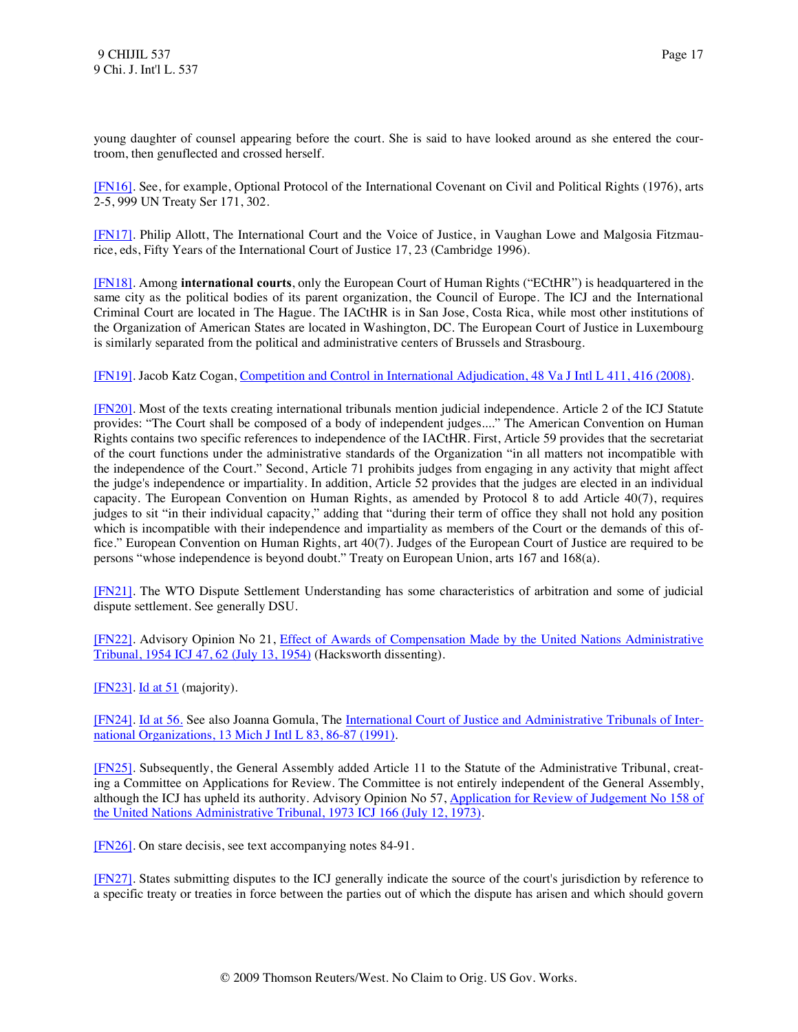young daughter of counsel appearing before the court. She is said to have looked around as she entered the courtroom, then genuflected and crossed herself.

[FN16]. See, for example, Optional Protocol of the International Covenant on Civil and Political Rights (1976), arts 2-5, 999 UN Treaty Ser 171, 302.

[FN17]. Philip Allott, The International Court and the Voice of Justice, in Vaughan Lowe and Malgosia Fitzmaurice, eds, Fifty Years of the International Court of Justice 17, 23 (Cambridge 1996).

[FN18]. Among **international courts**, only the European Court of Human Rights ("ECtHR") is headquartered in the same city as the political bodies of its parent organization, the Council of Europe. The ICJ and the International Criminal Court are located in The Hague. The IACtHR is in San Jose, Costa Rica, while most other institutions of the Organization of American States are located in Washington, DC. The European Court of Justice in Luxembourg is similarly separated from the political and administrative centers of Brussels and Strasbourg.

[FN19]. Jacob Katz Cogan, Competition and Control in International Adjudication, 48 Va J Intl L 411, 416 (2008).

[FN20]. Most of the texts creating international tribunals mention judicial independence. Article 2 of the ICJ Statute provides: "The Court shall be composed of a body of independent judges...." The American Convention on Human Rights contains two specific references to independence of the IACtHR. First, Article 59 provides that the secretariat of the court functions under the administrative standards of the Organization "in all matters not incompatible with the independence of the Court." Second, Article 71 prohibits judges from engaging in any activity that might affect the judge's independence or impartiality. In addition, Article 52 provides that the judges are elected in an individual capacity. The European Convention on Human Rights, as amended by Protocol 8 to add Article 40(7), requires judges to sit "in their individual capacity," adding that "during their term of office they shall not hold any position which is incompatible with their independence and impartiality as members of the Court or the demands of this office." European Convention on Human Rights, art 40(7). Judges of the European Court of Justice are required to be persons "whose independence is beyond doubt." Treaty on European Union, arts 167 and 168(a).

[FN21]. The WTO Dispute Settlement Understanding has some characteristics of arbitration and some of judicial dispute settlement. See generally DSU.

[FN22]. Advisory Opinion No 21, Effect of Awards of Compensation Made by the United Nations Administrative Tribunal, 1954 ICJ 47, 62 (July 13, 1954) (Hacksworth dissenting).

[FN23]. Id at 51 (majority).

[FN24]. Id at 56. See also Joanna Gomula, The International Court of Justice and Administrative Tribunals of International Organizations, 13 Mich J Intl L 83, 86-87 (1991).

[FN25]. Subsequently, the General Assembly added Article 11 to the Statute of the Administrative Tribunal, creating a Committee on Applications for Review. The Committee is not entirely independent of the General Assembly, although the ICJ has upheld its authority. Advisory Opinion No 57, Application for Review of Judgement No 158 of the United Nations Administrative Tribunal, 1973 ICJ 166 (July 12, 1973).

[FN26]. On stare decisis, see text accompanying notes 84-91.

[FN27]. States submitting disputes to the ICJ generally indicate the source of the court's jurisdiction by reference to a specific treaty or treaties in force between the parties out of which the dispute has arisen and which should govern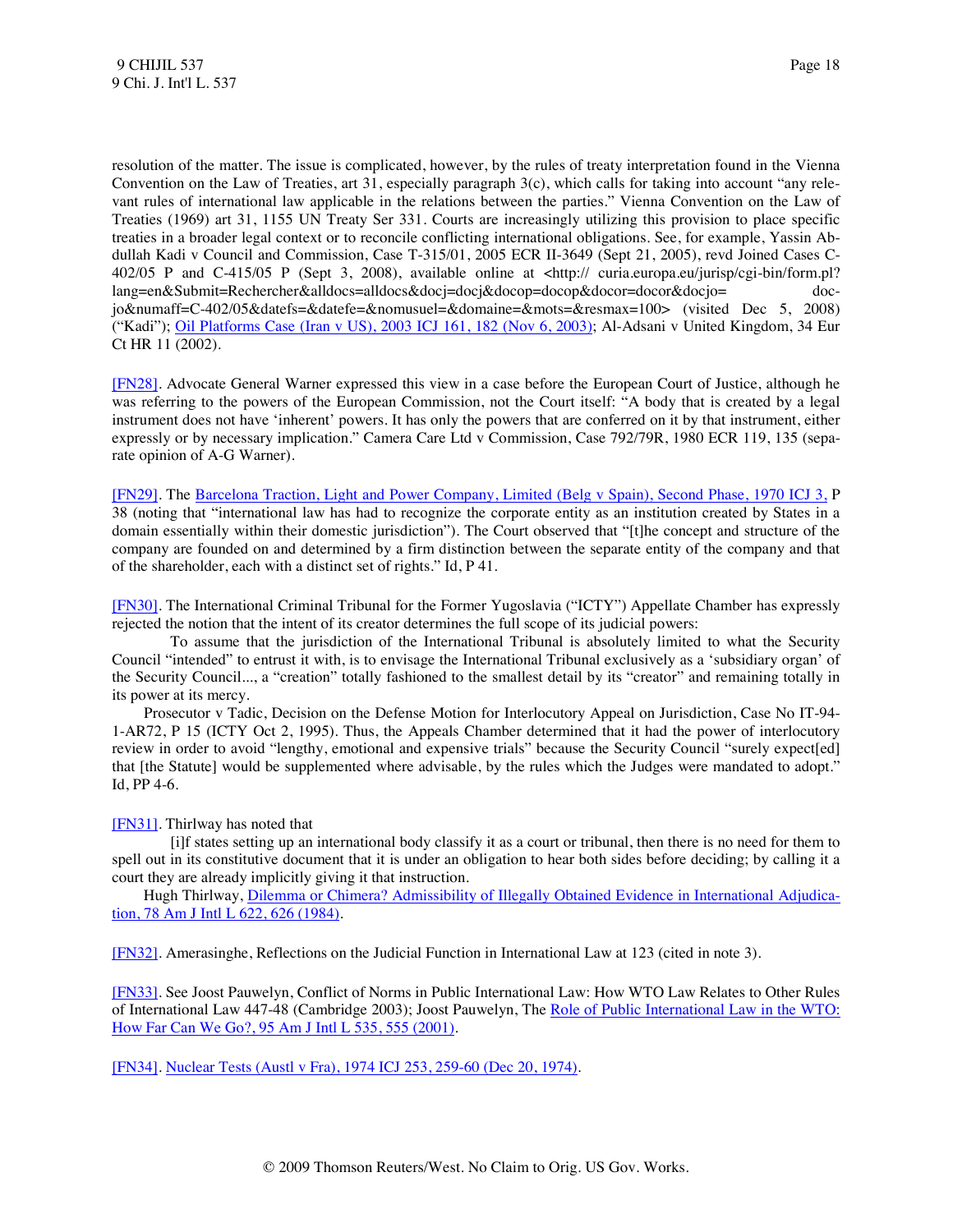resolution of the matter. The issue is complicated, however, by the rules of treaty interpretation found in the Vienna Convention on the Law of Treaties, art 31, especially paragraph 3(c), which calls for taking into account "any relevant rules of international law applicable in the relations between the parties." Vienna Convention on the Law of Treaties (1969) art 31, 1155 UN Treaty Ser 331. Courts are increasingly utilizing this provision to place specific treaties in a broader legal context or to reconcile conflicting international obligations. See, for example, Yassin Abdullah Kadi v Council and Commission, Case T-315/01, 2005 ECR II-3649 (Sept 21, 2005), revd Joined Cases C-402/05 P and C-415/05 P (Sept 3, 2008), available online at <http:// curia.europa.eu/jurisp/cgi-bin/form.pl?lang=en&Submit=Rechercher&alldocs=alldocs&docj=docj&docop=docop&docor=docor&docjo=docjo&numaff=C-402/05&datefs=&datefe=&nomusuel=&domaine=&mots=&resmax=100> (visited Dec 5, 2008) ("Kadi"); Oil Platforms Case (Iran v US), 2003 ICJ 161, 182 (Nov 6, 2003); Al-Adsani v United Kingdom, 34 Eur Ct HR 11 (2002).

[FN28]. Advocate General Warner expressed this view in a case before the European Court of Justice, although he was referring to the powers of the European Commission, not the Court itself: "A body that is created by a legal instrument does not have 'inherent' powers. It has only the powers that are conferred on it by that instrument, either expressly or by necessary implication." Camera Care Ltd v Commission, Case 792/79R, 1980 ECR 119, 135 (separate opinion of A-G Warner).

[FN29]. The Barcelona Traction, Light and Power Company, Limited (Belg v Spain), Second Phase, 1970 ICJ 3, P 38 (noting that "international law has had to recognize the corporate entity as an institution created by States in a domain essentially within their domestic jurisdiction"). The Court observed that "[t]he concept and structure of the company are founded on and determined by a firm distinction between the separate entity of the company and that of the shareholder, each with a distinct set of rights." Id, P 41.

[FN30]. The International Criminal Tribunal for the Former Yugoslavia ("ICTY") Appellate Chamber has expressly rejected the notion that the intent of its creator determines the full scope of its judicial powers:

> To assume that the jurisdiction of the International Tribunal is absolutely limited to what the Security Council "intended" to entrust it with, is to envisage the International Tribunal exclusively as a 'subsidiary organ' of the Security Council..., a "creation" totally fashioned to the smallest detail by its "creator" and remaining totally in its power at its mercy.

Prosecutor v Tadic, Decision on the Defense Motion for Interlocutory Appeal on Jurisdiction, Case No IT-94-1-AR72, P 15 (ICTY Oct 2, 1995). Thus, the Appeals Chamber determined that it had the power of interlocutory review in order to avoid "lengthy, emotional and expensive trials" because the Security Council "surely expect[ed] that [the Statute] would be supplemented where advisable, by the rules which the Judges were mandated to adopt." Id, PP 4-6.

[FN31]. Thirlway has noted that

> [i]f states setting up an international body classify it as a court or tribunal, then there is no need for them to spell out in its constitutive document that it is under an obligation to hear both sides before deciding; by calling it a court they are already implicitly giving it that instruction.

Hugh Thirlway, Dilemma or Chimera? Admissibility of Illegally Obtained Evidence in International Adjudication, 78 Am J Intl L 622, 626 (1984).

[FN32]. Amerasinghe, Reflections on the Judicial Function in International Law at 123 (cited in note 3).

[FN33]. See Joost Pauwelyn, Conflict of Norms in Public International Law: How WTO Law Relates to Other Rules of International Law 447-48 (Cambridge 2003); Joost Pauwelyn, The Role of Public International Law in the WTO: How Far Can We Go?, 95 Am J Intl L 535, 555 (2001).

[FN34]. Nuclear Tests (Austl v Fra), 1974 ICJ 253, 259-60 (Dec 20, 1974).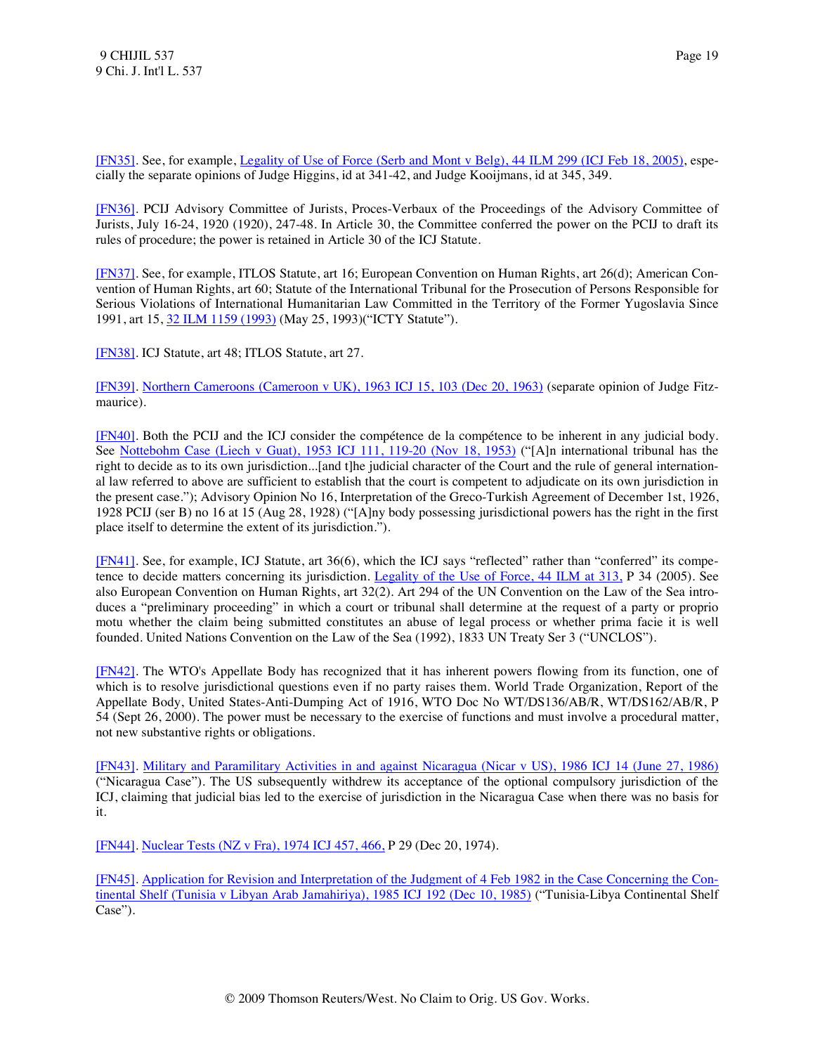[FN35]. See, for example, Legality of Use of Force (Serb and Mont v Belg), 44 ILM 299 (ICJ Feb 18, 2005), especially the separate opinions of Judge Higgins, id at 341-42, and Judge Kooijmans, id at 345, 349.

[FN36]. PCIJ Advisory Committee of Jurists, Proces-Verbaux of the Proceedings of the Advisory Committee of Jurists, July 16-24, 1920 (1920), 247-48. In Article 30, the Committee conferred the power on the PCIJ to draft its rules of procedure; the power is retained in Article 30 of the ICJ Statute.

[FN37]. See, for example, ITLOS Statute, art 16; European Convention on Human Rights, art 26(d); American Convention of Human Rights, art 60; Statute of the International Tribunal for the Prosecution of Persons Responsible for Serious Violations of International Humanitarian Law Committed in the Territory of the Former Yugoslavia Since 1991, art 15, 32 ILM 1159 (1993) (May 25, 1993)("ICTY Statute").

[FN38]. ICJ Statute, art 48; ITLOS Statute, art 27.

[FN39]. Northern Cameroons (Cameroon v UK), 1963 ICJ 15, 103 (Dec 20, 1963) (separate opinion of Judge Fitzmaurice).

[FN40]. Both the PCIJ and the ICJ consider the compétence de la compétence to be inherent in any judicial body. See Nottebohm Case (Liech v Guat), 1953 ICJ 111, 119-20 (Nov 18, 1953) ("[A]n international tribunal has the right to decide as to its own jurisdiction...[and t]he judicial character of the Court and the rule of general international law referred to above are sufficient to establish that the court is competent to adjudicate on its own jurisdiction in the present case."); Advisory Opinion No 16, Interpretation of the Greco-Turkish Agreement of December 1st, 1926, 1928 PCIJ (ser B) no 16 at 15 (Aug 28, 1928) ("[A]ny body possessing jurisdictional powers has the right in the first place itself to determine the extent of its jurisdiction.").

[FN41]. See, for example, ICJ Statute, art 36(6), which the ICJ says "reflected" rather than "conferred" its competence to decide matters concerning its jurisdiction. Legality of the Use of Force, 44 ILM at 313, P 34 (2005). See also European Convention on Human Rights, art 32(2). Art 294 of the UN Convention on the Law of the Sea introduces a "preliminary proceeding" in which a court or tribunal shall determine at the request of a party or proprio motu whether the claim being submitted constitutes an abuse of legal process or whether prima facie it is well founded. United Nations Convention on the Law of the Sea (1992), 1833 UN Treaty Ser 3 ("UNCLOS").

[FN42]. The WTO's Appellate Body has recognized that it has inherent powers flowing from its function, one of which is to resolve jurisdictional questions even if no party raises them. World Trade Organization, Report of the Appellate Body, United States-Anti-Dumping Act of 1916, WTO Doc No WT/DS136/AB/R, WT/DS162/AB/R, P 54 (Sept 26, 2000). The power must be necessary to the exercise of functions and must involve a procedural matter, not new substantive rights or obligations.

[FN43]. Military and Paramilitary Activities in and against Nicaragua (Nicar v US), 1986 ICJ 14 (June 27, 1986) ("Nicaragua Case"). The US subsequently withdrew its acceptance of the optional compulsory jurisdiction of the ICJ, claiming that judicial bias led to the exercise of jurisdiction in the Nicaragua Case when there was no basis for it.

[FN44]. Nuclear Tests (NZ v Fra), 1974 ICJ 457, 466, P 29 (Dec 20, 1974).

[FN45]. Application for Revision and Interpretation of the Judgment of 4 Feb 1982 in the Case Concerning the Continental Shelf (Tunisia v Libyan Arab Jamahiriya), 1985 ICJ 192 (Dec 10, 1985) ("Tunisia-Libya Continental Shelf Case").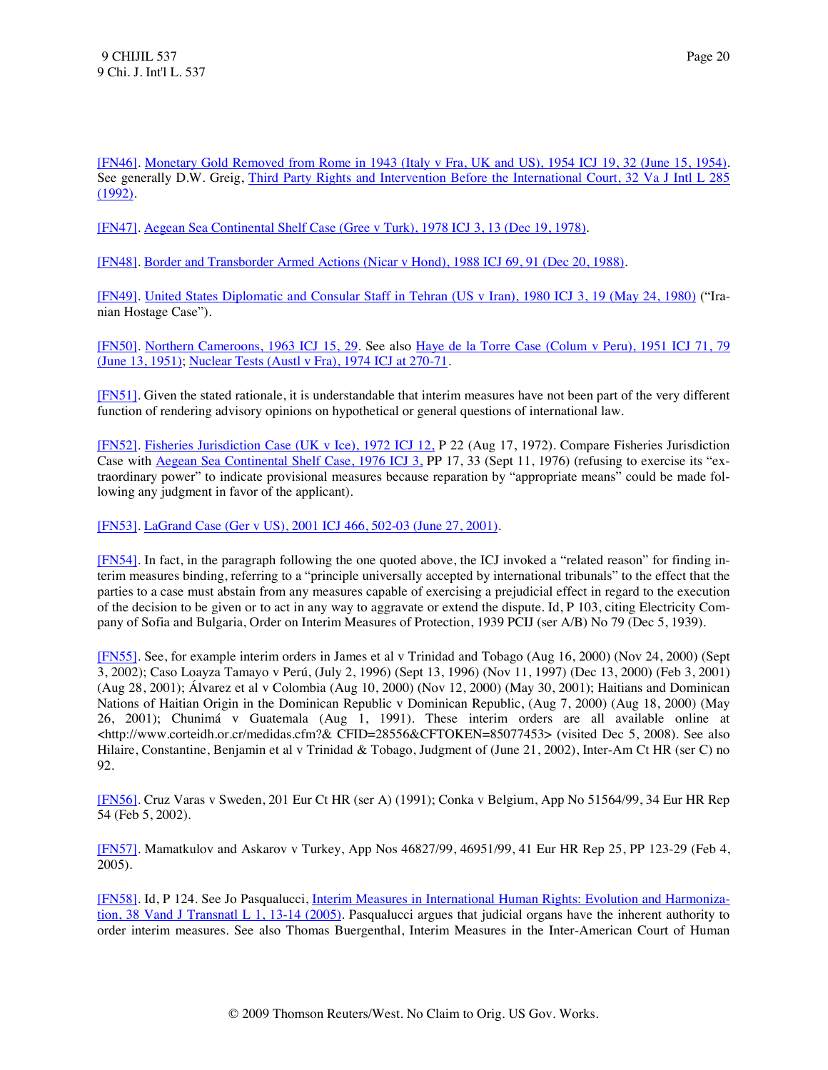[FN46]. Monetary Gold Removed from Rome in 1943 (Italy v Fra, UK and US), 1954 ICJ 19, 32 (June 15, 1954). See generally D.W. Greig, Third Party Rights and Intervention Before the International Court, 32 Va J Intl L 285 (1992).

[FN47]. Aegean Sea Continental Shelf Case (Gree v Turk), 1978 ICJ 3, 13 (Dec 19, 1978).

[FN48]. Border and Transborder Armed Actions (Nicar v Hond), 1988 ICJ 69, 91 (Dec 20, 1988).

[FN49]. United States Diplomatic and Consular Staff in Tehran (US v Iran), 1980 ICJ 3, 19 (May 24, 1980) ("Iranian Hostage Case").

[FN50]. Northern Cameroons, 1963 ICJ 15, 29. See also Haye de la Torre Case (Colum v Peru), 1951 ICJ 71, 79 (June 13, 1951); Nuclear Tests (Austl v Fra), 1974 ICJ at 270-71.

[FN51]. Given the stated rationale, it is understandable that interim measures have not been part of the very different function of rendering advisory opinions on hypothetical or general questions of international law.

[FN52]. Fisheries Jurisdiction Case (UK v Ice), 1972 ICJ 12, P 22 (Aug 17, 1972). Compare Fisheries Jurisdiction Case with Aegean Sea Continental Shelf Case, 1976 ICJ 3, PP 17, 33 (Sept 11, 1976) (refusing to exercise its "extraordinary power" to indicate provisional measures because reparation by "appropriate means" could be made following any judgment in favor of the applicant).

[FN53]. LaGrand Case (Ger v US), 2001 ICJ 466, 502-03 (June 27, 2001).

[FN54]. In fact, in the paragraph following the one quoted above, the ICJ invoked a "related reason" for finding interim measures binding, referring to a "principle universally accepted by international tribunals" to the effect that the parties to a case must abstain from any measures capable of exercising a prejudicial effect in regard to the execution of the decision to be given or to act in any way to aggravate or extend the dispute. Id, P 103, citing Electricity Company of Sofia and Bulgaria, Order on Interim Measures of Protection, 1939 PCIJ (ser A/B) No 79 (Dec 5, 1939).

[FN55]. See, for example interim orders in James et al v Trinidad and Tobago (Aug 16, 2000) (Nov 24, 2000) (Sept 3, 2002); Caso Loayza Tamayo v Perú, (July 2, 1996) (Sept 13, 1996) (Nov 11, 1997) (Dec 13, 2000) (Feb 3, 2001) (Aug 28, 2001); Álvarez et al v Colombia (Aug 10, 2000) (Nov 12, 2000) (May 30, 2001); Haitians and Dominican Nations of Haitian Origin in the Dominican Republic v Dominican Republic, (Aug 7, 2000) (Aug 18, 2000) (May 26, 2001); Chunimá v Guatemala (Aug 1, 1991). These interim orders are all available online at <http://www.corteidh.or.cr/medidas.cfm?& CFID=28556&CFTOKEN=85077453> (visited Dec 5, 2008). See also Hilaire, Constantine, Benjamin et al v Trinidad & Tobago, Judgment of (June 21, 2002), Inter-Am Ct HR (ser C) no 92.

[FN56]. Cruz Varas v Sweden, 201 Eur Ct HR (ser A) (1991); Conka v Belgium, App No 51564/99, 34 Eur HR Rep 54 (Feb 5, 2002).

[FN57]. Mamatkulov and Askarov v Turkey, App Nos 46827/99, 46951/99, 41 Eur HR Rep 25, PP 123-29 (Feb 4, 2005).

[FN58]. Id, P 124. See Jo Pasqualucci, Interim Measures in International Human Rights: Evolution and Harmonization, 38 Vand J Transnatl L 1, 13-14 (2005). Pasqualucci argues that judicial organs have the inherent authority to order interim measures. See also Thomas Buergenthal, Interim Measures in the Inter-American Court of Human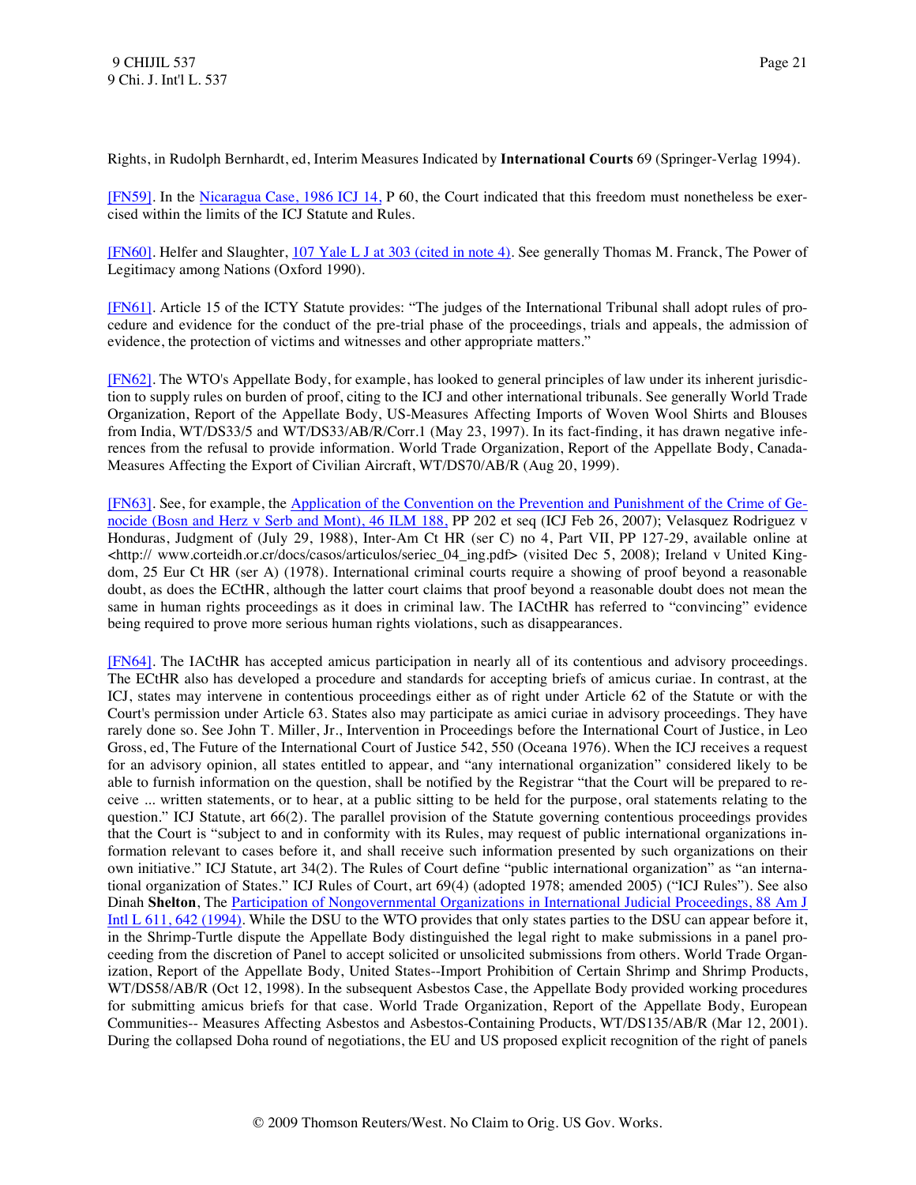Rights, in Rudolph Bernhardt, ed, Interim Measures Indicated by **International Courts** 69 (Springer-Verlag 1994).

[FN59]. In the Nicaragua Case, 1986 ICJ 14, P 60, the Court indicated that this freedom must nonetheless be exercised within the limits of the ICJ Statute and Rules.

[FN60]. Helfer and Slaughter, 107 Yale L J at 303 (cited in note 4). See generally Thomas M. Franck, The Power of Legitimacy among Nations (Oxford 1990).

[FN61]. Article 15 of the ICTY Statute provides: "The judges of the International Tribunal shall adopt rules of procedure and evidence for the conduct of the pre-trial phase of the proceedings, trials and appeals, the admission of evidence, the protection of victims and witnesses and other appropriate matters."

[FN62]. The WTO's Appellate Body, for example, has looked to general principles of law under its inherent jurisdiction to supply rules on burden of proof, citing to the ICJ and other international tribunals. See generally World Trade Organization, Report of the Appellate Body, US-Measures Affecting Imports of Woven Wool Shirts and Blouses from India, WT/DS33/5 and WT/DS33/AB/R/Corr.1 (May 23, 1997). In its fact-finding, it has drawn negative inferences from the refusal to provide information. World Trade Organization, Report of the Appellate Body, Canada-Measures Affecting the Export of Civilian Aircraft, WT/DS70/AB/R (Aug 20, 1999).

[FN63]. See, for example, the Application of the Convention on the Prevention and Punishment of the Crime of Genocide (Bosn and Herz v Serb and Mont), 46 ILM 188, PP 202 et seq (ICJ Feb 26, 2007); Velasquez Rodriguez v Honduras, Judgment of (July 29, 1988), Inter-Am Ct HR (ser C) no 4, Part VII, PP 127-29, available online at <http:// www.corteidh.or.cr/docs/casos/articulos/seriec_04_ing.pdf> (visited Dec 5, 2008); Ireland v United Kingdom, 25 Eur Ct HR (ser A) (1978). International criminal courts require a showing of proof beyond a reasonable doubt, as does the ECtHR, although the latter court claims that proof beyond a reasonable doubt does not mean the same in human rights proceedings as it does in criminal law. The IACtHR has referred to "convincing" evidence being required to prove more serious human rights violations, such as disappearances.

[FN64]. The IACtHR has accepted amicus participation in nearly all of its contentious and advisory proceedings. The ECtHR also has developed a procedure and standards for accepting briefs of amicus curiae. In contrast, at the ICJ, states may intervene in contentious proceedings either as of right under Article 62 of the Statute or with the Court's permission under Article 63. States also may participate as amici curiae in advisory proceedings. They have rarely done so. See John T. Miller, Jr., Intervention in Proceedings before the International Court of Justice, in Leo Gross, ed, The Future of the International Court of Justice 542, 550 (Oceana 1976). When the ICJ receives a request for an advisory opinion, all states entitled to appear, and "any international organization" considered likely to be able to furnish information on the question, shall be notified by the Registrar "that the Court will be prepared to receive ... written statements, or to hear, at a public sitting to be held for the purpose, oral statements relating to the question." ICJ Statute, art 66(2). The parallel provision of the Statute governing contentious proceedings provides that the Court is "subject to and in conformity with its Rules, may request of public international organizations information relevant to cases before it, and shall receive such information presented by such organizations on their own initiative." ICJ Statute, art 34(2). The Rules of Court define "public international organization" as "an international organization of States." ICJ Rules of Court, art 69(4) (adopted 1978; amended 2005) ("ICJ Rules"). See also Dinah **Shelton**, The Participation of Nongovernmental Organizations in International Judicial Proceedings, 88 Am J Intl L 611, 642 (1994). While the DSU to the WTO provides that only states parties to the DSU can appear before it, in the Shrimp-Turtle dispute the Appellate Body distinguished the legal right to make submissions in a panel proceeding from the discretion of Panel to accept solicited or unsolicited submissions from others. World Trade Organization, Report of the Appellate Body, United States--Import Prohibition of Certain Shrimp and Shrimp Products, WT/DS58/AB/R (Oct 12, 1998). In the subsequent Asbestos Case, the Appellate Body provided working procedures for submitting amicus briefs for that case. World Trade Organization, Report of the Appellate Body, European Communities-- Measures Affecting Asbestos and Asbestos-Containing Products, WT/DS135/AB/R (Mar 12, 2001). During the collapsed Doha round of negotiations, the EU and US proposed explicit recognition of the right of panels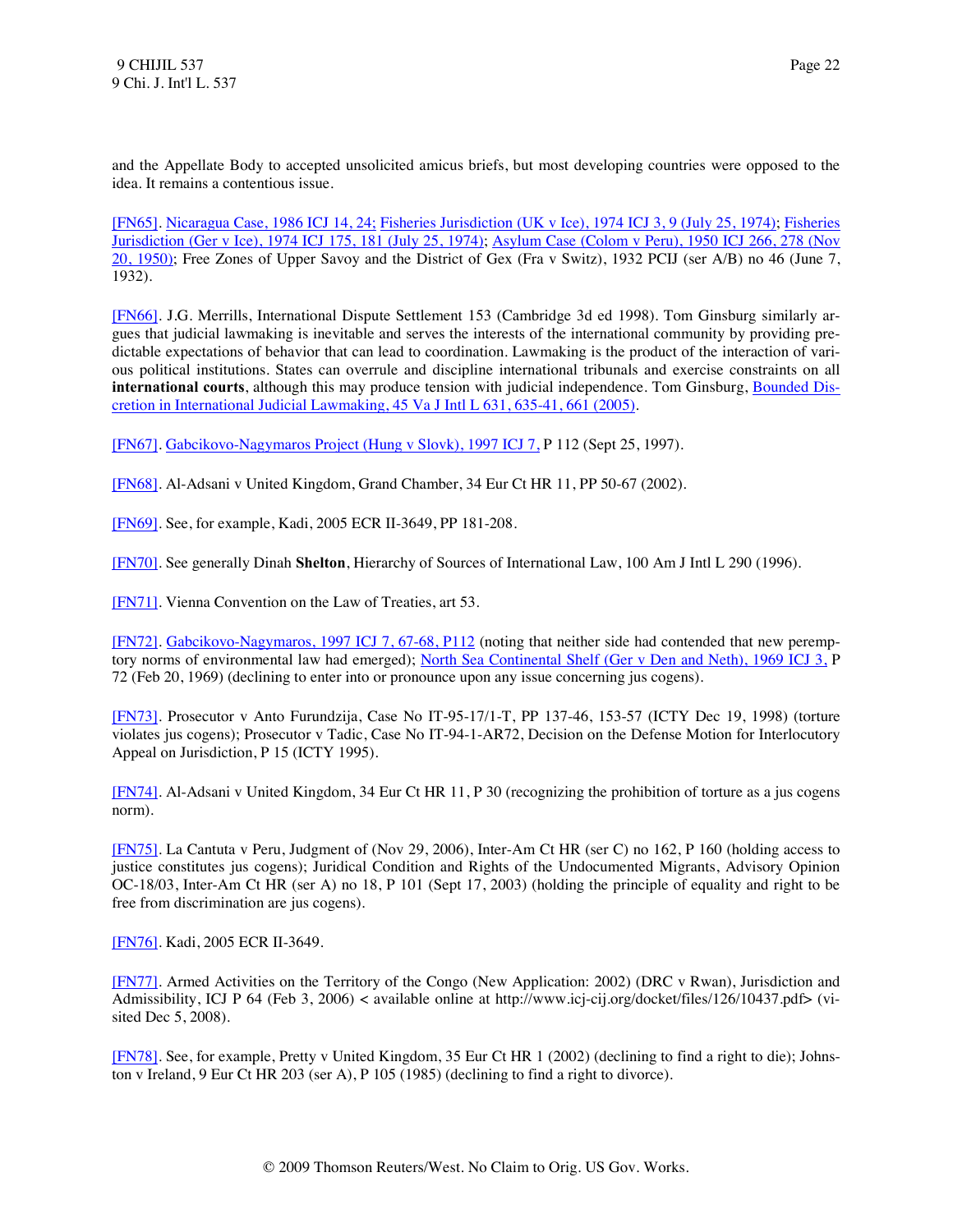and the Appellate Body to accepted unsolicited amicus briefs, but most developing countries were opposed to the idea. It remains a contentious issue.

[FN65]. Nicaragua Case, 1986 ICJ 14, 24; Fisheries Jurisdiction (UK v Ice), 1974 ICJ 3, 9 (July 25, 1974); Fisheries Jurisdiction (Ger v Ice), 1974 ICJ 175, 181 (July 25, 1974); Asylum Case (Colom v Peru), 1950 ICJ 266, 278 (Nov 20, 1950); Free Zones of Upper Savoy and the District of Gex (Fra v Switz), 1932 PCIJ (ser A/B) no 46 (June 7, 1932).

[FN66]. J.G. Merrills, International Dispute Settlement 153 (Cambridge 3d ed 1998). Tom Ginsburg similarly argues that judicial lawmaking is inevitable and serves the interests of the international community by providing predictable expectations of behavior that can lead to coordination. Lawmaking is the product of the interaction of various political institutions. States can overrule and discipline international tribunals and exercise constraints on all **international courts**, although this may produce tension with judicial independence. Tom Ginsburg, Bounded Discretion in International Judicial Lawmaking, 45 Va J Intl L 631, 635-41, 661 (2005).

[FN67]. Gabcikovo-Nagymaros Project (Hung v Slovk), 1997 ICJ 7, P 112 (Sept 25, 1997).

[FN68]. Al-Adsani v United Kingdom, Grand Chamber, 34 Eur Ct HR 11, PP 50-67 (2002).

[FN69]. See, for example, Kadi, 2005 ECR II-3649, PP 181-208.

[FN70]. See generally Dinah **Shelton**, Hierarchy of Sources of International Law, 100 Am J Intl L 290 (1996).

[FN71]. Vienna Convention on the Law of Treaties, art 53.

[FN72]. Gabcikovo-Nagymaros, 1997 ICJ 7, 67-68, P112 (noting that neither side had contended that new peremptory norms of environmental law had emerged); North Sea Continental Shelf (Ger v Den and Neth), 1969 ICJ 3, P 72 (Feb 20, 1969) (declining to enter into or pronounce upon any issue concerning jus cogens).

[FN73]. Prosecutor v Anto Furundzija, Case No IT-95-17/1-T, PP 137-46, 153-57 (ICTY Dec 19, 1998) (torture violates jus cogens); Prosecutor v Tadic, Case No IT-94-1-AR72, Decision on the Defense Motion for Interlocutory Appeal on Jurisdiction, P 15 (ICTY 1995).

[FN74]. Al-Adsani v United Kingdom, 34 Eur Ct HR 11, P 30 (recognizing the prohibition of torture as a jus cogens norm).

[FN75]. La Cantuta v Peru, Judgment of (Nov 29, 2006), Inter-Am Ct HR (ser C) no 162, P 160 (holding access to justice constitutes jus cogens); Juridical Condition and Rights of the Undocumented Migrants, Advisory Opinion OC-18/03, Inter-Am Ct HR (ser A) no 18, P 101 (Sept 17, 2003) (holding the principle of equality and right to be free from discrimination are jus cogens).

[FN76]. Kadi, 2005 ECR II-3649.

[FN77]. Armed Activities on the Territory of the Congo (New Application: 2002) (DRC v Rwan), Jurisdiction and Admissibility, ICJ P 64 (Feb 3, 2006) < available online at http://www.icj-cij.org/docket/files/126/10437.pdf> (visited Dec 5, 2008).

[FN78]. See, for example, Pretty v United Kingdom, 35 Eur Ct HR 1 (2002) (declining to find a right to die); Johnston v Ireland, 9 Eur Ct HR 203 (ser A), P 105 (1985) (declining to find a right to divorce).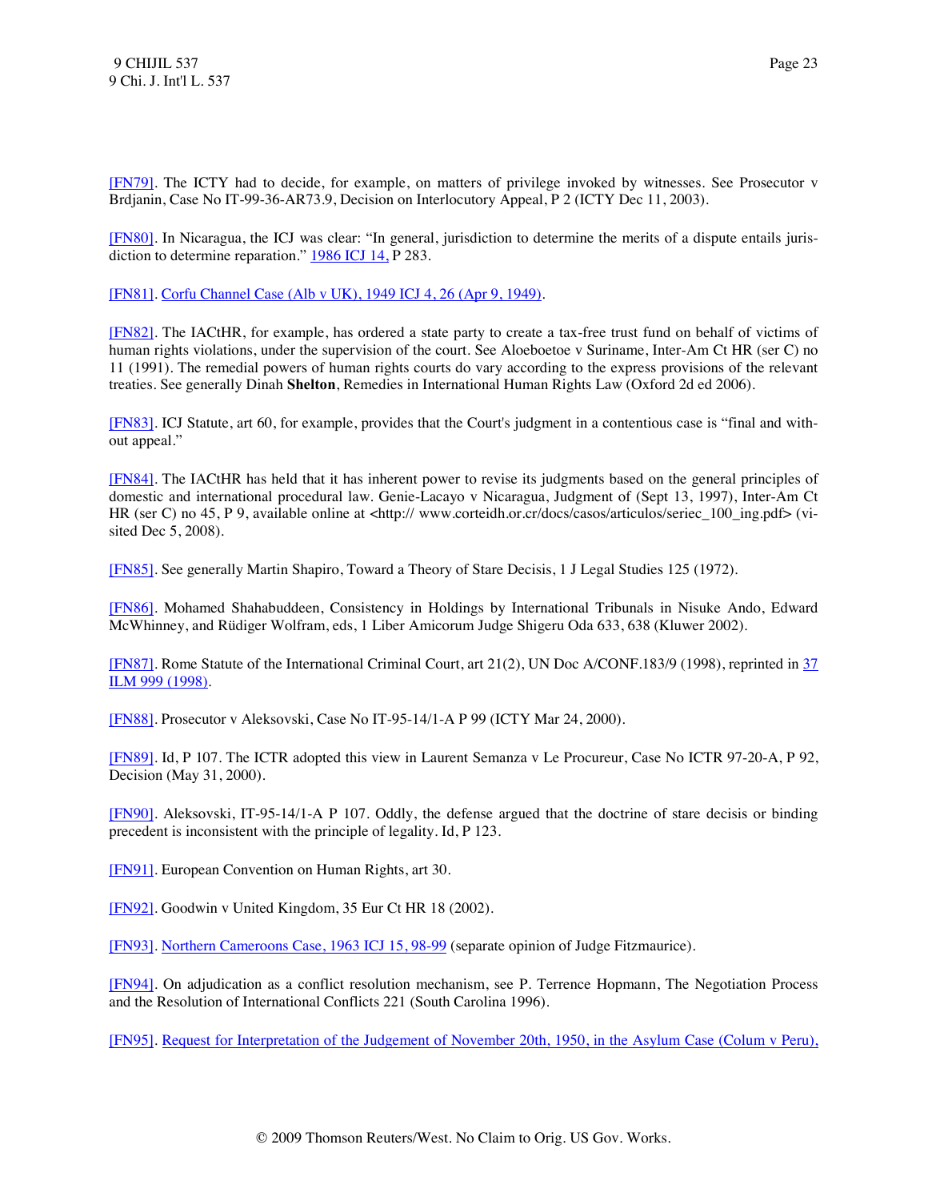[FN79]. The ICTY had to decide, for example, on matters of privilege invoked by witnesses. See Prosecutor v Brdjanin, Case No IT-99-36-AR73.9, Decision on Interlocutory Appeal, P 2 (ICTY Dec 11, 2003).

[FN80]. In Nicaragua, the ICJ was clear: "In general, jurisdiction to determine the merits of a dispute entails jurisdiction to determine reparation." 1986 ICJ 14, P 283.

[FN81]. Corfu Channel Case (Alb v UK), 1949 ICJ 4, 26 (Apr 9, 1949).

[FN82]. The IACtHR, for example, has ordered a state party to create a tax-free trust fund on behalf of victims of human rights violations, under the supervision of the court. See Aloeboetoe v Suriname, Inter-Am Ct HR (ser C) no 11 (1991). The remedial powers of human rights courts do vary according to the express provisions of the relevant treaties. See generally Dinah **Shelton**, Remedies in International Human Rights Law (Oxford 2d ed 2006).

[FN83]. ICJ Statute, art 60, for example, provides that the Court's judgment in a contentious case is "final and without appeal."

[FN84]. The IACtHR has held that it has inherent power to revise its judgments based on the general principles of domestic and international procedural law. Genie-Lacayo v Nicaragua, Judgment of (Sept 13, 1997), Inter-Am Ct HR (ser C) no 45, P 9, available online at <http:// www.corteidh.or.cr/docs/casos/articulos/seriec_100_ing.pdf> (visited Dec 5, 2008).

[FN85]. See generally Martin Shapiro, Toward a Theory of Stare Decisis, 1 J Legal Studies 125 (1972).

[FN86]. Mohamed Shahabuddeen, Consistency in Holdings by International Tribunals in Nisuke Ando, Edward McWhinney, and Rüdiger Wolfram, eds, 1 Liber Amicorum Judge Shigeru Oda 633, 638 (Kluwer 2002).

[FN87]. Rome Statute of the International Criminal Court, art 21(2), UN Doc A/CONF.183/9 (1998), reprinted in 37 ILM 999 (1998).

[FN88]. Prosecutor v Aleksovski, Case No IT-95-14/1-A P 99 (ICTY Mar 24, 2000).

[FN89]. Id, P 107. The ICTR adopted this view in Laurent Semanza v Le Procureur, Case No ICTR 97-20-A, P 92, Decision (May 31, 2000).

[FN90]. Aleksovski, IT-95-14/1-A P 107. Oddly, the defense argued that the doctrine of stare decisis or binding precedent is inconsistent with the principle of legality. Id, P 123.

[FN91]. European Convention on Human Rights, art 30.

[FN92]. Goodwin v United Kingdom, 35 Eur Ct HR 18 (2002).

[FN93]. Northern Cameroons Case, 1963 ICJ 15, 98-99 (separate opinion of Judge Fitzmaurice).

[FN94]. On adjudication as a conflict resolution mechanism, see P. Terrence Hopmann, The Negotiation Process and the Resolution of International Conflicts 221 (South Carolina 1996).

[FN95]. Request for Interpretation of the Judgement of November 20th, 1950, in the Asylum Case (Colum v Peru),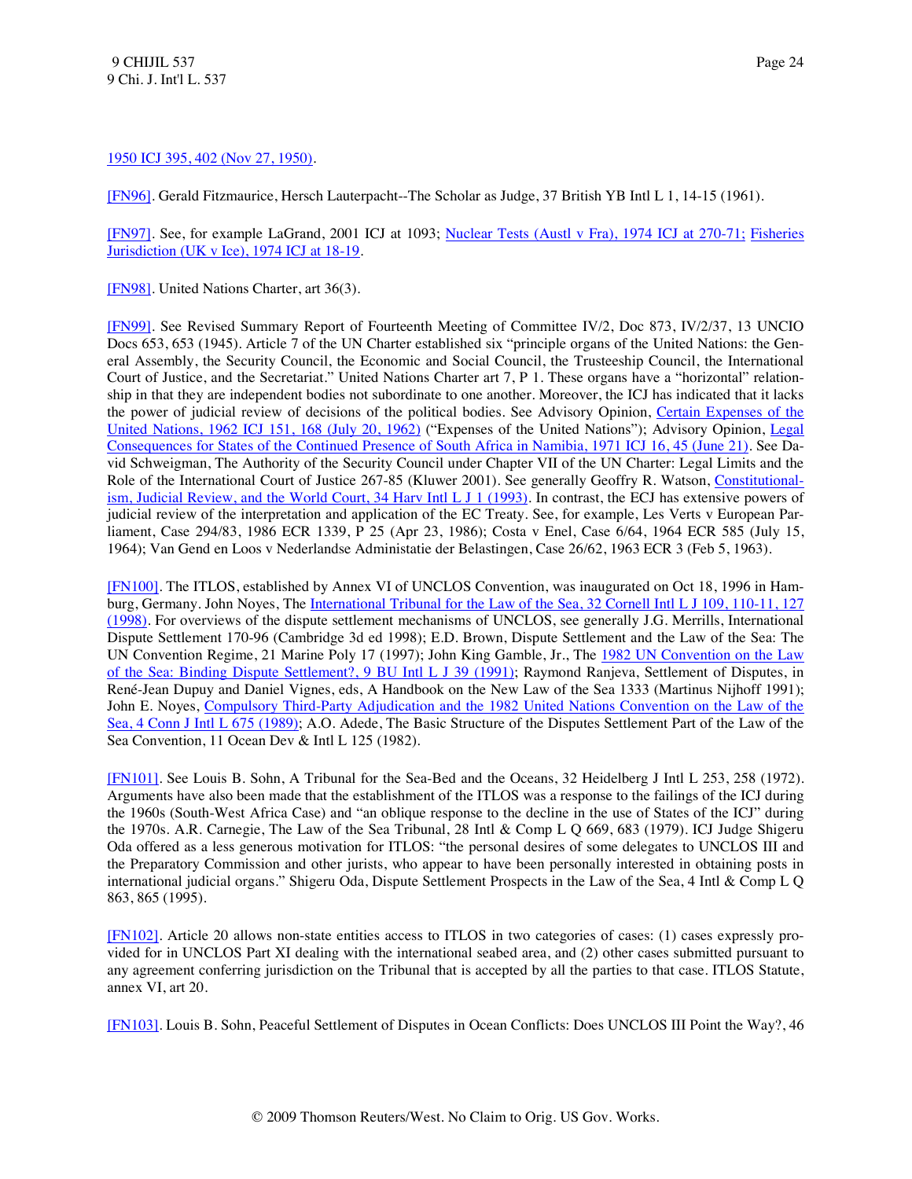1950 ICJ 395, 402 (Nov 27, 1950).

[FN96]. Gerald Fitzmaurice, Hersch Lauterpacht--The Scholar as Judge, 37 British YB Intl L 1, 14-15 (1961).

[FN97]. See, for example LaGrand, 2001 ICJ at 1093; Nuclear Tests (Austl v Fra), 1974 ICJ at 270-71; Fisheries Jurisdiction (UK v Ice), 1974 ICJ at 18-19.

[FN98]. United Nations Charter, art 36(3).

[FN99]. See Revised Summary Report of Fourteenth Meeting of Committee IV/2, Doc 873, IV/2/37, 13 UNCIO Docs 653, 653 (1945). Article 7 of the UN Charter established six "principle organs of the United Nations: the General Assembly, the Security Council, the Economic and Social Council, the Trusteeship Council, the International Court of Justice, and the Secretariat." United Nations Charter art 7, P 1. These organs have a "horizontal" relationship in that they are independent bodies not subordinate to one another. Moreover, the ICJ has indicated that it lacks the power of judicial review of decisions of the political bodies. See Advisory Opinion, Certain Expenses of the United Nations, 1962 ICJ 151, 168 (July 20, 1962) ("Expenses of the United Nations"); Advisory Opinion, Legal Consequences for States of the Continued Presence of South Africa in Namibia, 1971 ICJ 16, 45 (June 21). See David Schweigman, The Authority of the Security Council under Chapter VII of the UN Charter: Legal Limits and the Role of the International Court of Justice 267-85 (Kluwer 2001). See generally Geoffry R. Watson, Constitutionalism, Judicial Review, and the World Court, 34 Harv Intl L J 1 (1993). In contrast, the ECJ has extensive powers of judicial review of the interpretation and application of the EC Treaty. See, for example, Les Verts v European Parliament, Case 294/83, 1986 ECR 1339, P 25 (Apr 23, 1986); Costa v Enel, Case 6/64, 1964 ECR 585 (July 15, 1964); Van Gend en Loos v Nederlandse Administatie der Belastingen, Case 26/62, 1963 ECR 3 (Feb 5, 1963).

[FN100]. The ITLOS, established by Annex VI of UNCLOS Convention, was inaugurated on Oct 18, 1996 in Hamburg, Germany. John Noyes, The International Tribunal for the Law of the Sea, 32 Cornell Intl L J 109, 110-11, 127 (1998). For overviews of the dispute settlement mechanisms of UNCLOS, see generally J.G. Merrills, International Dispute Settlement 170-96 (Cambridge 3d ed 1998); E.D. Brown, Dispute Settlement and the Law of the Sea: The UN Convention Regime, 21 Marine Poly 17 (1997); John King Gamble, Jr., The 1982 UN Convention on the Law of the Sea: Binding Dispute Settlement?, 9 BU Intl L J 39 (1991); Raymond Ranjeva, Settlement of Disputes, in René-Jean Dupuy and Daniel Vignes, eds, A Handbook on the New Law of the Sea 1333 (Martinus Nijhoff 1991); John E. Noyes, Compulsory Third-Party Adjudication and the 1982 United Nations Convention on the Law of the Sea, 4 Conn J Intl L 675 (1989); A.O. Adede, The Basic Structure of the Disputes Settlement Part of the Law of the Sea Convention, 11 Ocean Dev & Intl L 125 (1982).

[FN101]. See Louis B. Sohn, A Tribunal for the Sea-Bed and the Oceans, 32 Heidelberg J Intl L 253, 258 (1972). Arguments have also been made that the establishment of the ITLOS was a response to the failings of the ICJ during the 1960s (South-West Africa Case) and "an oblique response to the decline in the use of States of the ICJ" during the 1970s. A.R. Carnegie, The Law of the Sea Tribunal, 28 Intl & Comp L Q 669, 683 (1979). ICJ Judge Shigeru Oda offered as a less generous motivation for ITLOS: "the personal desires of some delegates to UNCLOS III and the Preparatory Commission and other jurists, who appear to have been personally interested in obtaining posts in international judicial organs." Shigeru Oda, Dispute Settlement Prospects in the Law of the Sea, 4 Intl & Comp L Q 863, 865 (1995).

[FN102]. Article 20 allows non-state entities access to ITLOS in two categories of cases: (1) cases expressly provided for in UNCLOS Part XI dealing with the international seabed area, and (2) other cases submitted pursuant to any agreement conferring jurisdiction on the Tribunal that is accepted by all the parties to that case. ITLOS Statute, annex VI, art 20.

[FN103]. Louis B. Sohn, Peaceful Settlement of Disputes in Ocean Conflicts: Does UNCLOS III Point the Way?, 46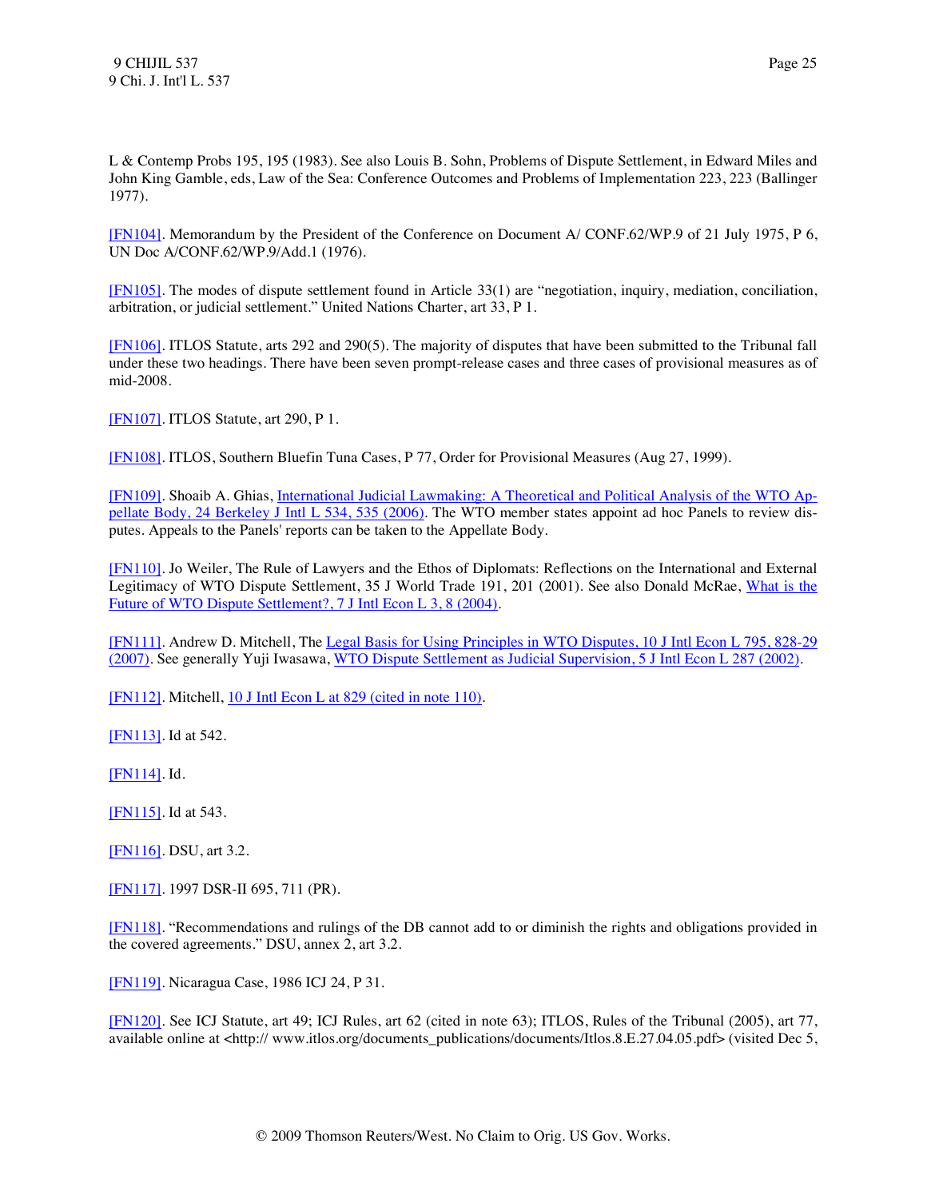L & Contemp Probs 195, 195 (1983). See also Louis B. Sohn, Problems of Dispute Settlement, in Edward Miles and John King Gamble, eds, Law of the Sea: Conference Outcomes and Problems of Implementation 223, 223 (Ballinger 1977).

[FN104]. Memorandum by the President of the Conference on Document A/ CONF.62/WP.9 of 21 July 1975, P 6, UN Doc A/CONF.62/WP.9/Add.1 (1976).

[FN105]. The modes of dispute settlement found in Article 33(1) are "negotiation, inquiry, mediation, conciliation, arbitration, or judicial settlement." United Nations Charter, art 33, P 1.

[FN106]. ITLOS Statute, arts 292 and 290(5). The majority of disputes that have been submitted to the Tribunal fall under these two headings. There have been seven prompt-release cases and three cases of provisional measures as of mid-2008.

[FN107]. ITLOS Statute, art 290, P 1.

[FN108]. ITLOS, Southern Bluefin Tuna Cases, P 77, Order for Provisional Measures (Aug 27, 1999).

[FN109]. Shoaib A. Ghias, International Judicial Lawmaking: A Theoretical and Political Analysis of the WTO Appellate Body, 24 Berkeley J Intl L 534, 535 (2006). The WTO member states appoint ad hoc Panels to review disputes. Appeals to the Panels' reports can be taken to the Appellate Body.

[FN110]. Jo Weiler, The Rule of Lawyers and the Ethos of Diplomats: Reflections on the International and External Legitimacy of WTO Dispute Settlement, 35 J World Trade 191, 201 (2001). See also Donald McRae, What is the Future of WTO Dispute Settlement?, 7 J Intl Econ L 3, 8 (2004).

[FN111]. Andrew D. Mitchell, The Legal Basis for Using Principles in WTO Disputes, 10 J Intl Econ L 795, 828-29 (2007). See generally Yuji Iwasawa, WTO Dispute Settlement as Judicial Supervision, 5 J Intl Econ L 287 (2002).

[FN112]. Mitchell, 10 J Intl Econ L at 829 (cited in note 110).

[FN113]. Id at 542.

[FN114]. Id.

[FN115]. Id at 543.

[FN116]. DSU, art 3.2.

[FN117]. 1997 DSR-II 695, 711 (PR).

[FN118]. "Recommendations and rulings of the DB cannot add to or diminish the rights and obligations provided in the covered agreements." DSU, annex 2, art 3.2.

[FN119]. Nicaragua Case, 1986 ICJ 24, P 31.

[FN120]. See ICJ Statute, art 49; ICJ Rules, art 62 (cited in note 63); ITLOS, Rules of the Tribunal (2005), art 77, available online at <http:// www.itlos.org/documents_publications/documents/Itlos.8.E.27.04.05.pdf> (visited Dec 5,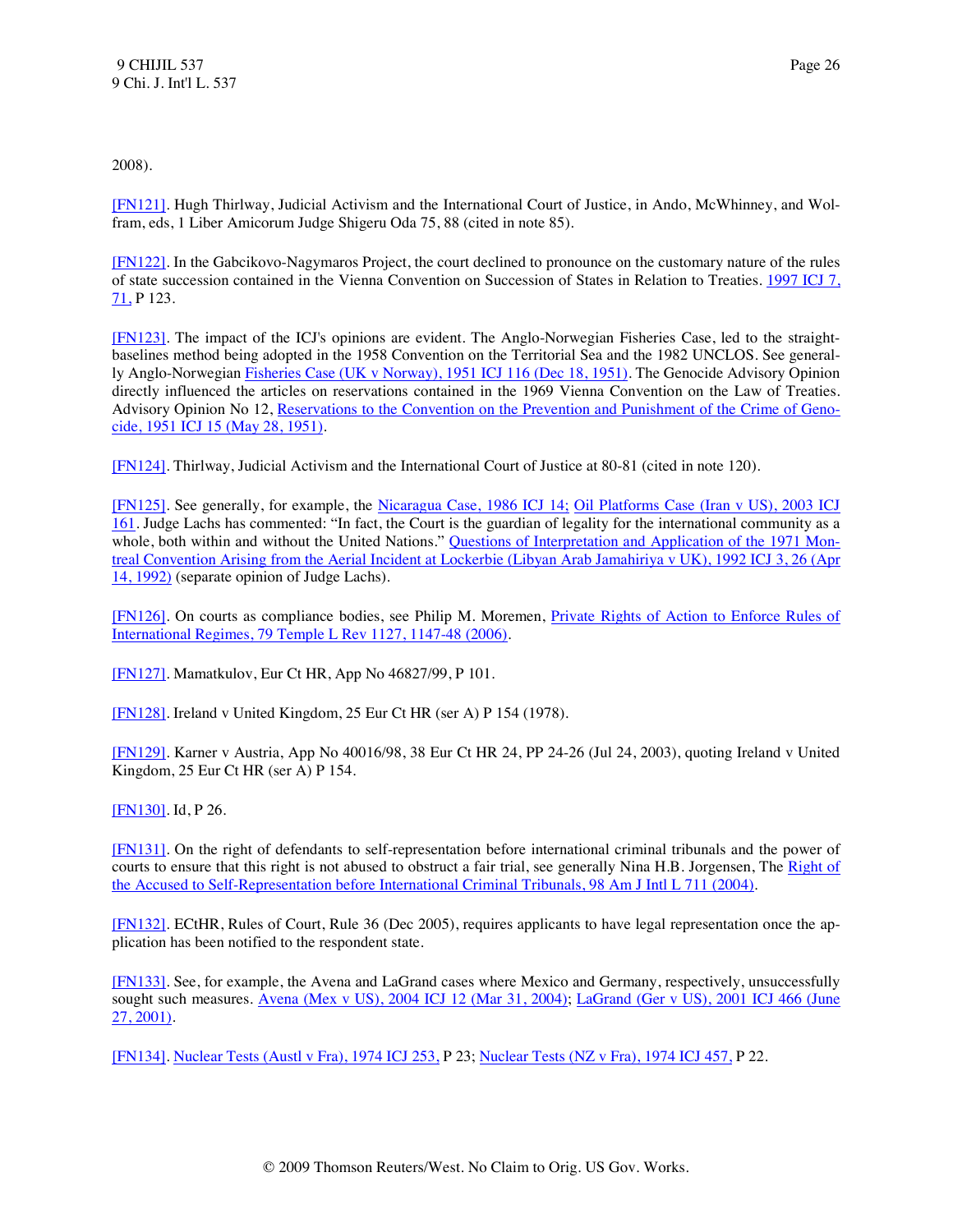2008).

[FN121]. Hugh Thirlway, Judicial Activism and the International Court of Justice, in Ando, McWhinney, and Wolfram, eds, 1 Liber Amicorum Judge Shigeru Oda 75, 88 (cited in note 85).

[FN122]. In the Gabcikovo-Nagymaros Project, the court declined to pronounce on the customary nature of the rules of state succession contained in the Vienna Convention on Succession of States in Relation to Treaties. 1997 ICJ 7, 71, P 123.

[FN123]. The impact of the ICJ's opinions are evident. The Anglo-Norwegian Fisheries Case, led to the straight-baselines method being adopted in the 1958 Convention on the Territorial Sea and the 1982 UNCLOS. See generally Anglo-Norwegian Fisheries Case (UK v Norway), 1951 ICJ 116 (Dec 18, 1951). The Genocide Advisory Opinion directly influenced the articles on reservations contained in the 1969 Vienna Convention on the Law of Treaties. Advisory Opinion No 12, Reservations to the Convention on the Prevention and Punishment of the Crime of Genocide, 1951 ICJ 15 (May 28, 1951).

[FN124]. Thirlway, Judicial Activism and the International Court of Justice at 80-81 (cited in note 120).

[FN125]. See generally, for example, the Nicaragua Case, 1986 ICJ 14; Oil Platforms Case (Iran v US), 2003 ICJ 161. Judge Lachs has commented: "In fact, the Court is the guardian of legality for the international community as a whole, both within and without the United Nations." Questions of Interpretation and Application of the 1971 Montreal Convention Arising from the Aerial Incident at Lockerbie (Libyan Arab Jamahiriya v UK), 1992 ICJ 3, 26 (Apr 14, 1992) (separate opinion of Judge Lachs).

[FN126]. On courts as compliance bodies, see Philip M. Moremen, Private Rights of Action to Enforce Rules of International Regimes, 79 Temple L Rev 1127, 1147-48 (2006).

[FN127]. Mamatkulov, Eur Ct HR, App No 46827/99, P 101.

[FN128]. Ireland v United Kingdom, 25 Eur Ct HR (ser A) P 154 (1978).

[FN129]. Karner v Austria, App No 40016/98, 38 Eur Ct HR 24, PP 24-26 (Jul 24, 2003), quoting Ireland v United Kingdom, 25 Eur Ct HR (ser A) P 154.

[FN130]. Id, P 26.

[FN131]. On the right of defendants to self-representation before international criminal tribunals and the power of courts to ensure that this right is not abused to obstruct a fair trial, see generally Nina H.B. Jorgensen, The Right of the Accused to Self-Representation before International Criminal Tribunals, 98 Am J Intl L 711 (2004).

[FN132]. ECtHR, Rules of Court, Rule 36 (Dec 2005), requires applicants to have legal representation once the application has been notified to the respondent state.

[FN133]. See, for example, the Avena and LaGrand cases where Mexico and Germany, respectively, unsuccessfully sought such measures. Avena (Mex v US), 2004 ICJ 12 (Mar 31, 2004); LaGrand (Ger v US), 2001 ICJ 466 (June 27, 2001).

[FN134]. Nuclear Tests (Austl v Fra), 1974 ICJ 253, P 23; Nuclear Tests (NZ v Fra), 1974 ICJ 457, P 22.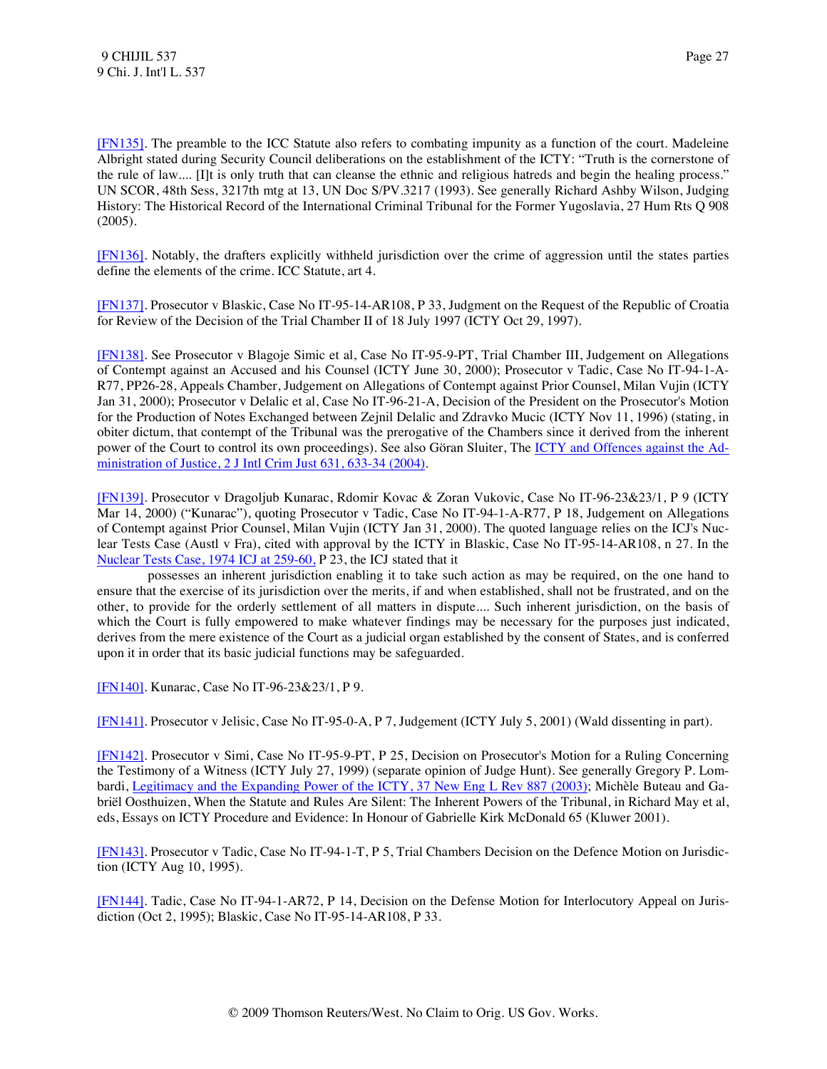[FN135]. The preamble to the ICC Statute also refers to combating impunity as a function of the court. Madeleine Albright stated during Security Council deliberations on the establishment of the ICTY: "Truth is the cornerstone of the rule of law.... [I]t is only truth that can cleanse the ethnic and religious hatreds and begin the healing process." UN SCOR, 48th Sess, 3217th mtg at 13, UN Doc S/PV.3217 (1993). See generally Richard Ashby Wilson, Judging History: The Historical Record of the International Criminal Tribunal for the Former Yugoslavia, 27 Hum Rts Q 908 (2005).

[FN136]. Notably, the drafters explicitly withheld jurisdiction over the crime of aggression until the states parties define the elements of the crime. ICC Statute, art 4.

[FN137]. Prosecutor v Blaskic, Case No IT-95-14-AR108, P 33, Judgment on the Request of the Republic of Croatia for Review of the Decision of the Trial Chamber II of 18 July 1997 (ICTY Oct 29, 1997).

[FN138]. See Prosecutor v Blagoje Simic et al, Case No IT-95-9-PT, Trial Chamber III, Judgement on Allegations of Contempt against an Accused and his Counsel (ICTY June 30, 2000); Prosecutor v Tadic, Case No IT-94-1-A-R77, PP26-28, Appeals Chamber, Judgement on Allegations of Contempt against Prior Counsel, Milan Vujin (ICTY Jan 31, 2000); Prosecutor v Delalic et al, Case No IT-96-21-A, Decision of the President on the Prosecutor's Motion for the Production of Notes Exchanged between Zejnil Delalic and Zdravko Mucic (ICTY Nov 11, 1996) (stating, in obiter dictum, that contempt of the Tribunal was the prerogative of the Chambers since it derived from the inherent power of the Court to control its own proceedings). See also Göran Sluiter, The ICTY and Offences against the Administration of Justice, 2 J Intl Crim Just 631, 633-34 (2004).

[FN139]. Prosecutor v Dragoljub Kunarac, Rdomir Kovac & Zoran Vukovic, Case No IT-96-23&23/1, P 9 (ICTY Mar 14, 2000) ("Kunarac"), quoting Prosecutor v Tadic, Case No IT-94-1-A-R77, P 18, Judgement on Allegations of Contempt against Prior Counsel, Milan Vujin (ICTY Jan 31, 2000). The quoted language relies on the ICJ's Nuclear Tests Case (Austl v Fra), cited with approval by the ICTY in Blaskic, Case No IT-95-14-AR108, n 27. In the Nuclear Tests Case, 1974 ICJ at 259-60, P 23, the ICJ stated that it

> possesses an inherent jurisdiction enabling it to take such action as may be required, on the one hand to ensure that the exercise of its jurisdiction over the merits, if and when established, shall not be frustrated, and on the other, to provide for the orderly settlement of all matters in dispute.... Such inherent jurisdiction, on the basis of which the Court is fully empowered to make whatever findings may be necessary for the purposes just indicated, derives from the mere existence of the Court as a judicial organ established by the consent of States, and is conferred upon it in order that its basic judicial functions may be safeguarded.

[FN140]. Kunarac, Case No IT-96-23&23/1, P 9.

[FN141]. Prosecutor v Jelisic, Case No IT-95-0-A, P 7, Judgement (ICTY July 5, 2001) (Wald dissenting in part).

[FN142]. Prosecutor v Simi, Case No IT-95-9-PT, P 25, Decision on Prosecutor's Motion for a Ruling Concerning the Testimony of a Witness (ICTY July 27, 1999) (separate opinion of Judge Hunt). See generally Gregory P. Lombardi, Legitimacy and the Expanding Power of the ICTY, 37 New Eng L Rev 887 (2003); Michèle Buteau and Gabriël Oosthuizen, When the Statute and Rules Are Silent: The Inherent Powers of the Tribunal, in Richard May et al, eds, Essays on ICTY Procedure and Evidence: In Honour of Gabrielle Kirk McDonald 65 (Kluwer 2001).

[FN143]. Prosecutor v Tadic, Case No IT-94-1-T, P 5, Trial Chambers Decision on the Defence Motion on Jurisdiction (ICTY Aug 10, 1995).

[FN144]. Tadic, Case No IT-94-1-AR72, P 14, Decision on the Defense Motion for Interlocutory Appeal on Jurisdiction (Oct 2, 1995); Blaskic, Case No IT-95-14-AR108, P 33.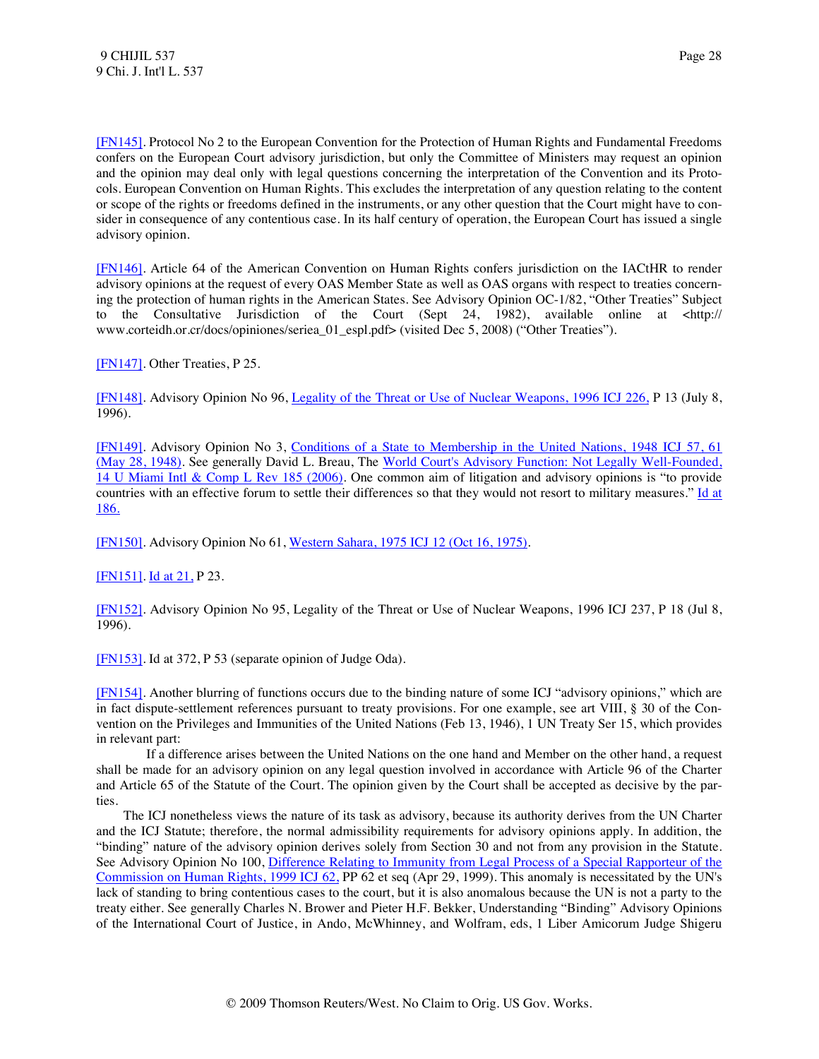[FN145]. Protocol No 2 to the European Convention for the Protection of Human Rights and Fundamental Freedoms confers on the European Court advisory jurisdiction, but only the Committee of Ministers may request an opinion and the opinion may deal only with legal questions concerning the interpretation of the Convention and its Protocols. European Convention on Human Rights. This excludes the interpretation of any question relating to the content or scope of the rights or freedoms defined in the instruments, or any other question that the Court might have to consider in consequence of any contentious case. In its half century of operation, the European Court has issued a single advisory opinion.

[FN146]. Article 64 of the American Convention on Human Rights confers jurisdiction on the IACtHR to render advisory opinions at the request of every OAS Member State as well as OAS organs with respect to treaties concerning the protection of human rights in the American States. See Advisory Opinion OC-1/82, "Other Treaties" Subject to the Consultative Jurisdiction of the Court (Sept 24, 1982), available online at <http://www.corteidh.or.cr/docs/opiniones/seriea_01_espl.pdf> (visited Dec 5, 2008) ("Other Treaties").

[FN147]. Other Treaties, P 25.

[FN148]. Advisory Opinion No 96, Legality of the Threat or Use of Nuclear Weapons, 1996 ICJ 226, P 13 (July 8, 1996).

[FN149]. Advisory Opinion No 3, Conditions of a State to Membership in the United Nations, 1948 ICJ 57, 61 (May 28, 1948). See generally David L. Breau, The World Court's Advisory Function: Not Legally Well-Founded, 14 U Miami Intl & Comp L Rev 185 (2006). One common aim of litigation and advisory opinions is "to provide countries with an effective forum to settle their differences so that they would not resort to military measures." Id at 186.

[FN150]. Advisory Opinion No 61, Western Sahara, 1975 ICJ 12 (Oct 16, 1975).

[FN151]. Id at 21, P 23.

[FN152]. Advisory Opinion No 95, Legality of the Threat or Use of Nuclear Weapons, 1996 ICJ 237, P 18 (Jul 8, 1996).

[FN153]. Id at 372, P 53 (separate opinion of Judge Oda).

[FN154]. Another blurring of functions occurs due to the binding nature of some ICJ "advisory opinions," which are in fact dispute-settlement references pursuant to treaty provisions. For one example, see art VIII, § 30 of the Convention on the Privileges and Immunities of the United Nations (Feb 13, 1946), 1 UN Treaty Ser 15, which provides in relevant part:

> If a difference arises between the United Nations on the one hand and Member on the other hand, a request shall be made for an advisory opinion on any legal question involved in accordance with Article 96 of the Charter and Article 65 of the Statute of the Court. The opinion given by the Court shall be accepted as decisive by the parties.

The ICJ nonetheless views the nature of its task as advisory, because its authority derives from the UN Charter and the ICJ Statute; therefore, the normal admissibility requirements for advisory opinions apply. In addition, the "binding" nature of the advisory opinion derives solely from Section 30 and not from any provision in the Statute. See Advisory Opinion No 100, Difference Relating to Immunity from Legal Process of a Special Rapporteur of the Commission on Human Rights, 1999 ICJ 62, PP 62 et seq (Apr 29, 1999). This anomaly is necessitated by the UN's lack of standing to bring contentious cases to the court, but it is also anomalous because the UN is not a party to the treaty either. See generally Charles N. Brower and Pieter H.F. Bekker, Understanding "Binding" Advisory Opinions of the International Court of Justice, in Ando, McWhinney, and Wolfram, eds, 1 Liber Amicorum Judge Shigeru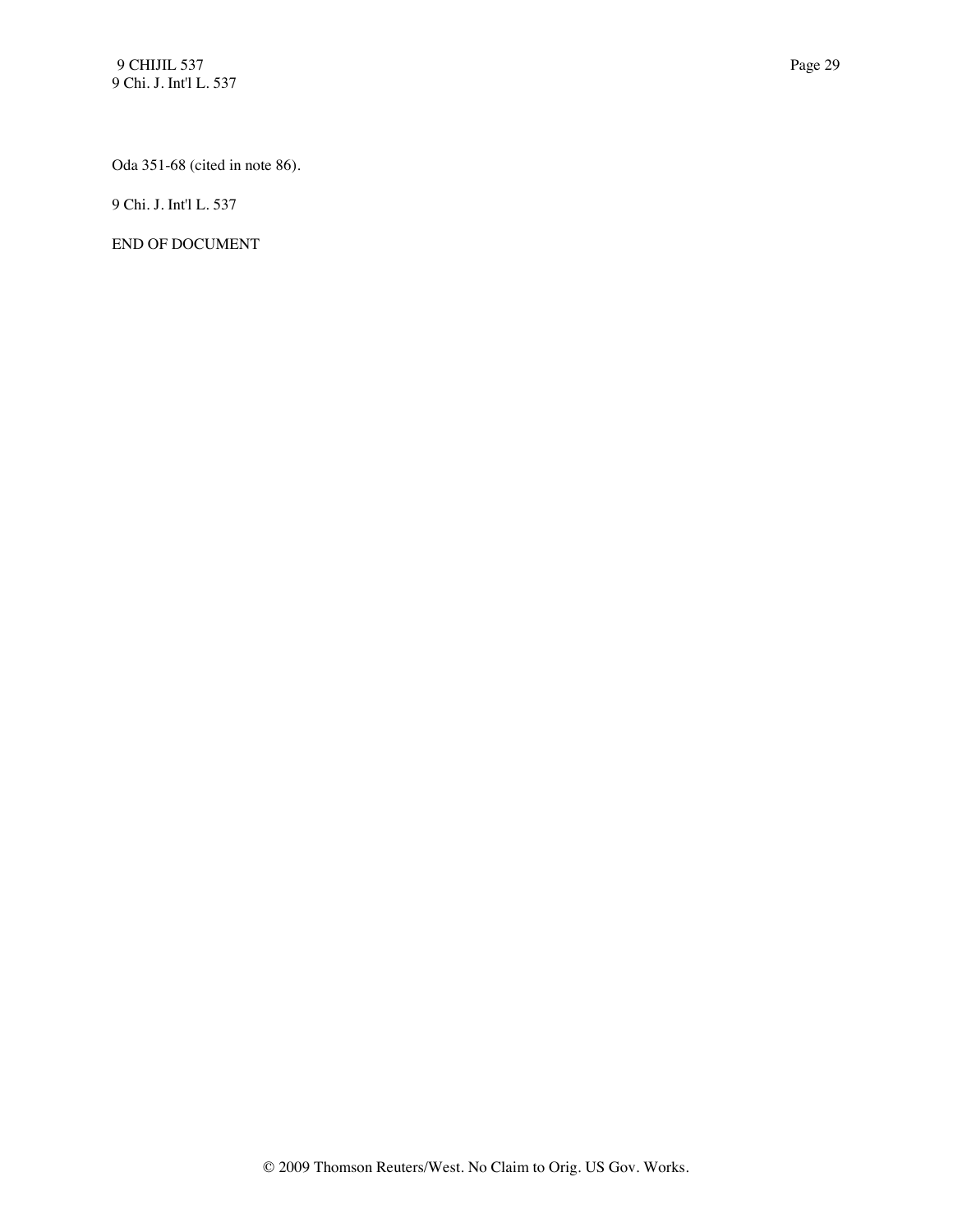Oda 351-68 (cited in note 86).

9 Chi. J. Int'l L. 537

END OF DOCUMENT